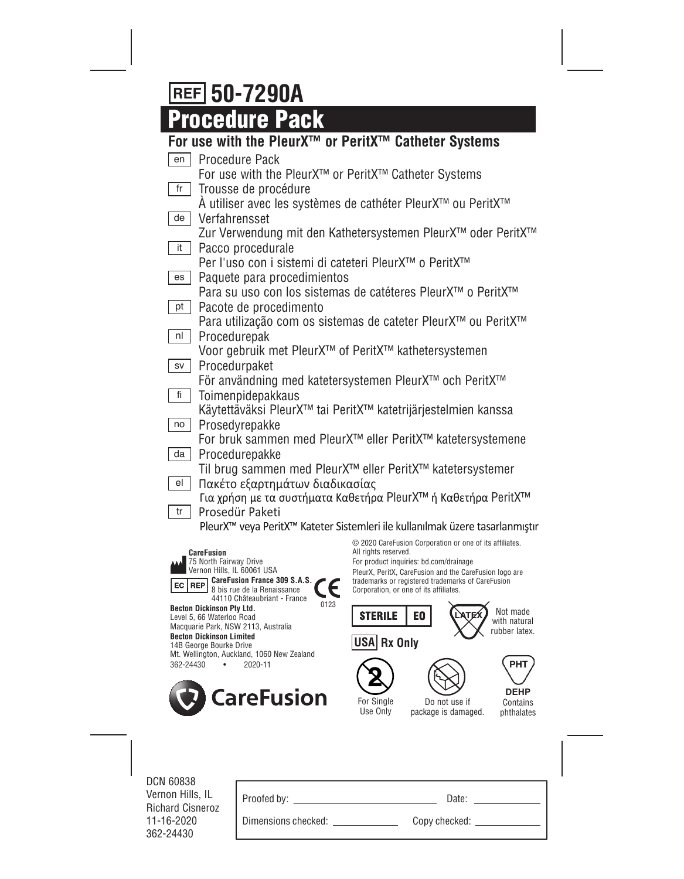# REF 50-7290A

# Procedure Pack

## For use with the PleurX™ or PeritX™ Catheter Systems

| | |
|---|---|
| en | Procedure Pack<br>For use with the PleurX™ or PeritX™ Catheter Systems |
| fr | Trousse de procédure<br>À utiliser avec les systèmes de cathéter PleurX™ ou PeritX™ |
| de | Verfahrensset<br>Zur Verwendung mit den Kathetersystemen PleurX™ oder PeritX™ |
| it | Pacco procedurale<br>Per l'uso con i sistemi di cateteri PleurX™ o PeritX™ |
| es | Paquete para procedimientos<br>Para su uso con los sistemas de catéteres PleurX™ o PeritX™ |
| pt | Pacote de procedimento<br>Para utilização com os sistemas de cateter PleurX™ ou PeritX™ |
| nl | Procedurepak<br>Voor gebruik met PleurX™ of PeritX™ kathetersystemen |
| sv | Procedurpaket<br>För användning med katetersystemen PleurX™ och PeritX™ |
| fi | Toimenpidepakkaus<br>Käytettäväksi PleurX™ tai PeritX™ katetrijärjestelmien kanssa |
| no | Prosedyrepakke<br>For bruk sammen med PleurX™ eller PeritX™ katetersystemene |
| da | Procedurepakke<br>Til brug sammen med PleurX™ eller PeritX™ katetersystemer |
| el | Πακέτο εξαρτημάτων διαδικασίας<br>Για χρήση με τα συστήματα Καθετήρα PleurX™ ή Καθετήρα PeritX™ |
| tr | Prosedür Paketi<br>PleurX™ veya PeritX™ Kateter Sistemleri ile kullanılmak üzere tasarlanmıştır |

**CareFusion**
75 North Fairway Drive
Vernon Hills, IL 60061 USA

EC REP **CareFusion France 309 S.A.S.**
8 bis rue de la Renaissance
44110 Châteaubriant - France

CE 0123

**Becton Dickinson Pty Ltd.**
Level 5, 66 Waterloo Road
Macquarie Park, NSW 2113, Australia

**Becton Dickinson Limited**
14B George Bourke Drive
Mt. Wellington, Auckland, 1060 New Zealand

362-24430 • 2020-11

CareFusion

© 2020 CareFusion Corporation or one of its affiliates. All rights reserved.
For product inquiries: bd.com/drainage
PleurX, PeritX, CareFusion and the CareFusion logo are trademarks or registered trademarks of CareFusion Corporation, or one of its affiliates.

STERILE EO

LATEX — Not made with natural rubber latex.

USA Rx Only

For Single Use Only

Do not use if package is damaged.

PHT DEHP — Contains phthalates

DCN 60838
Vernon Hills, IL
Richard Cisneroz
11-16-2020
362-24430

| | |
|---|---|
| Proofed by: | Date: |
| Dimensions checked: | Copy checked: |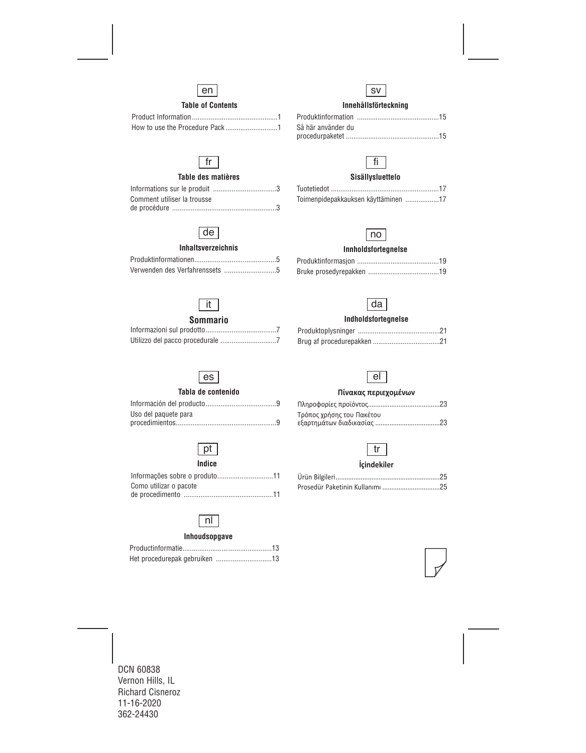en

**Table of Contents**

Product Information .......................................1
How to use the Procedure Pack ......................1

fr

**Table des matières**

Informations sur le produit ..............................3
Comment utiliser la trousse de procédure ......................................................3

de

**Inhaltsverzeichnis**

Produktinformationen......................................5
Verwenden des Verfahrenssets .......................5

it

**Sommario**

Informazioni sul prodotto ................................7
Utilizzo del pacco procedurale ........................7

es

**Tabla de contenido**

Información del producto .................................9
Uso del paquete para procedimientos....................................................9

pt

**Indice**

Informações sobre o produto.........................11
Como utilizar o pacote de procedimento ..........................................11

nl

**Inhoudsopgave**

Productinformatie...........................................13
Het procedurepak gebruiken .........................13

sv

**Innehållsförteckning**

Produktinformation .......................................15
Så här använder du procedurpaketet .............................................15

fi

**Sisällysluettelo**

Tuotetiedot ....................................................17
Toimenpidepakkauksen käyttäminen ..............17

no

**Innholdsfortegnelse**

Produktinformasjon .......................................19
Bruke prosedyrepakken .................................19

da

**Indholdsfortegnelse**

Produktoplysninger .......................................21
Brug af procedurepakken ...............................21

el

**Πίνακας περιεχομένων**

Πληροφορίες προϊόντος...................................23
Τρόπος χρήσης του Πακέτου εξαρτημάτων διαδικασίας ..............................23

tr

**İçindekiler**

Ürün Bilgileri...................................................25
Prosedür Paketinin Kullanımı ..........................25

DCN 60838
Vernon Hills, IL
Richard Cisneroz
11-16-2020
362-24430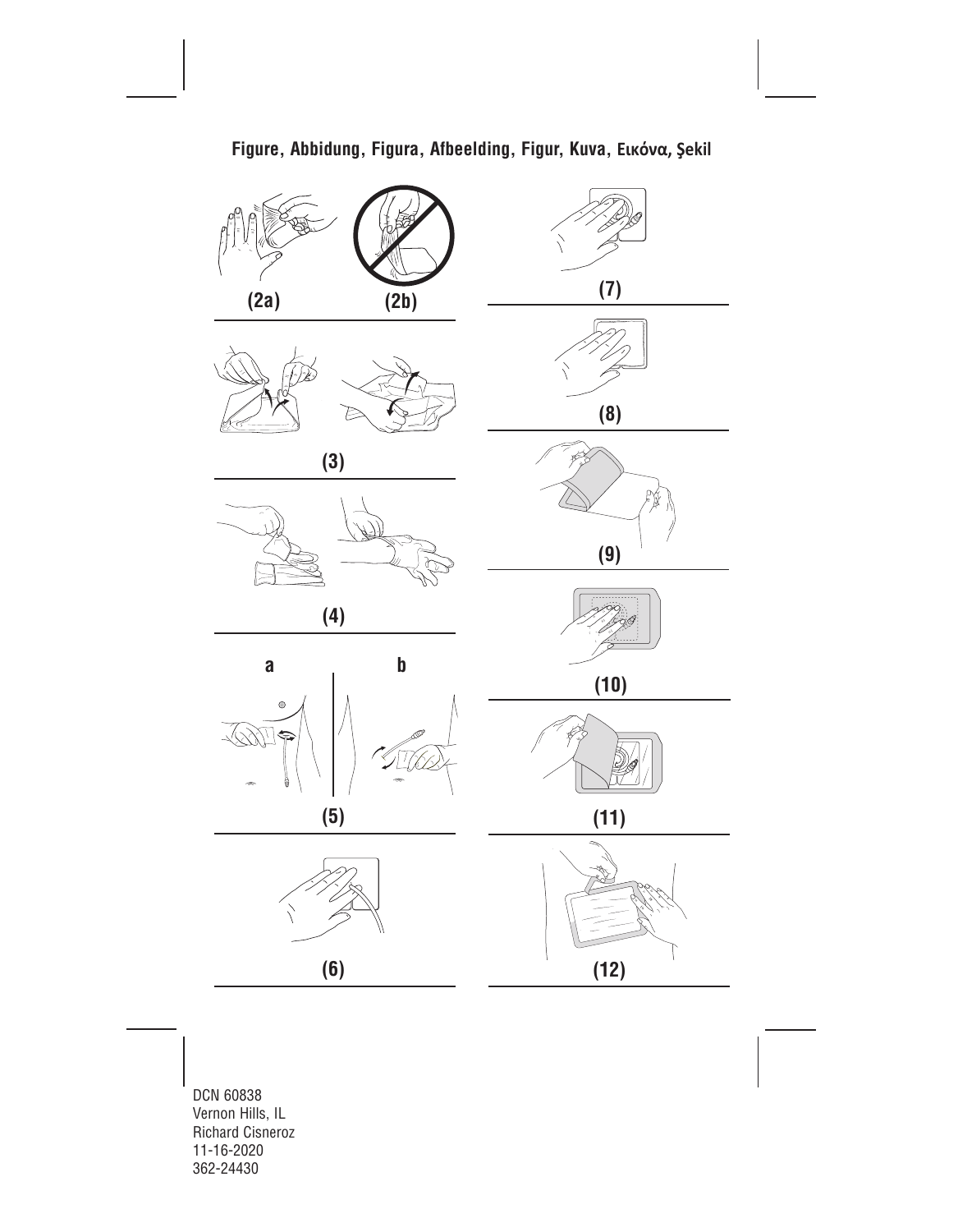**Figure, Abbidung, Figura, Afbeelding, Figur, Kuva, Εικόνα, Şekil**

(2a) (2b)

(3)

(4)

a b

(5)

(6)

(7)

(8)

(9)

(10)

(11)

(12)

DCN 60838
Vernon Hills, IL
Richard Cisneroz
11-16-2020
362-24430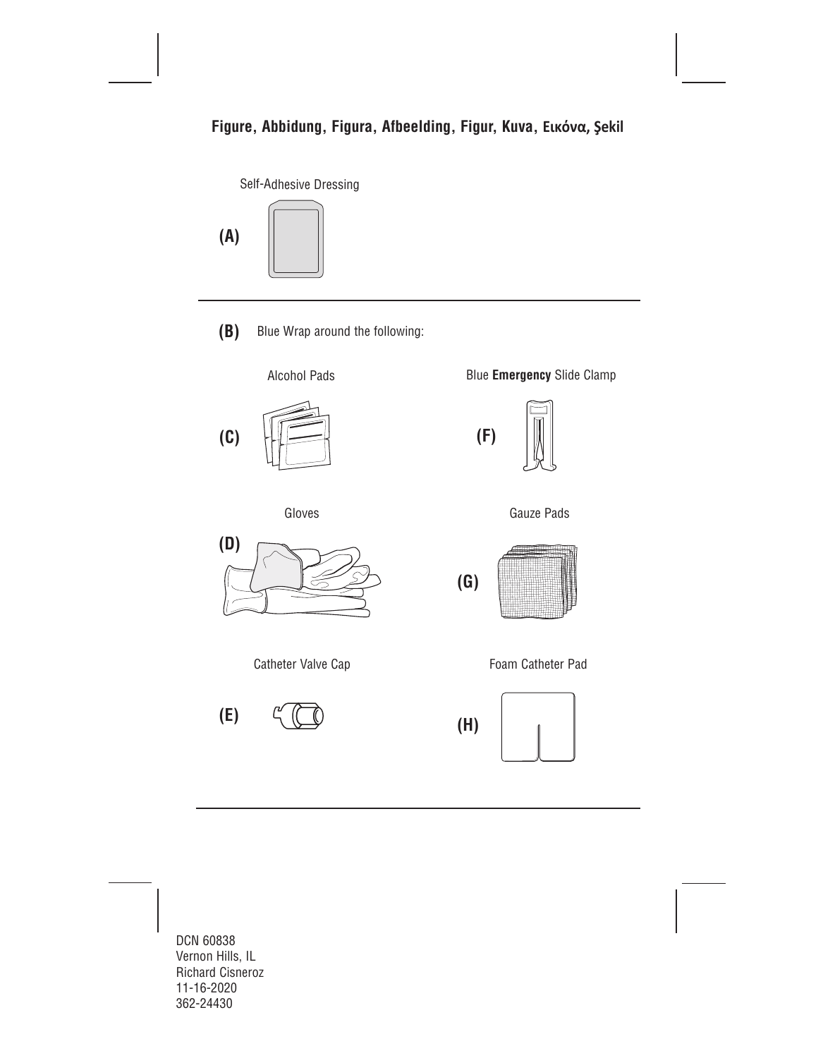**Figure, Abbidung, Figura, Afbeelding, Figur, Kuva, Εικόνα, Şekil**

Self-Adhesive Dressing

**(A)**

---

**(B)** Blue Wrap around the following:

Alcohol Pads

**(C)**

Blue **Emergency** Slide Clamp

**(F)**

Gloves

**(D)**

Gauze Pads

**(G)**

Catheter Valve Cap

**(E)**

Foam Catheter Pad

**(H)**

---

DCN 60838
Vernon Hills, IL
Richard Cisneroz
11-16-2020
362-24430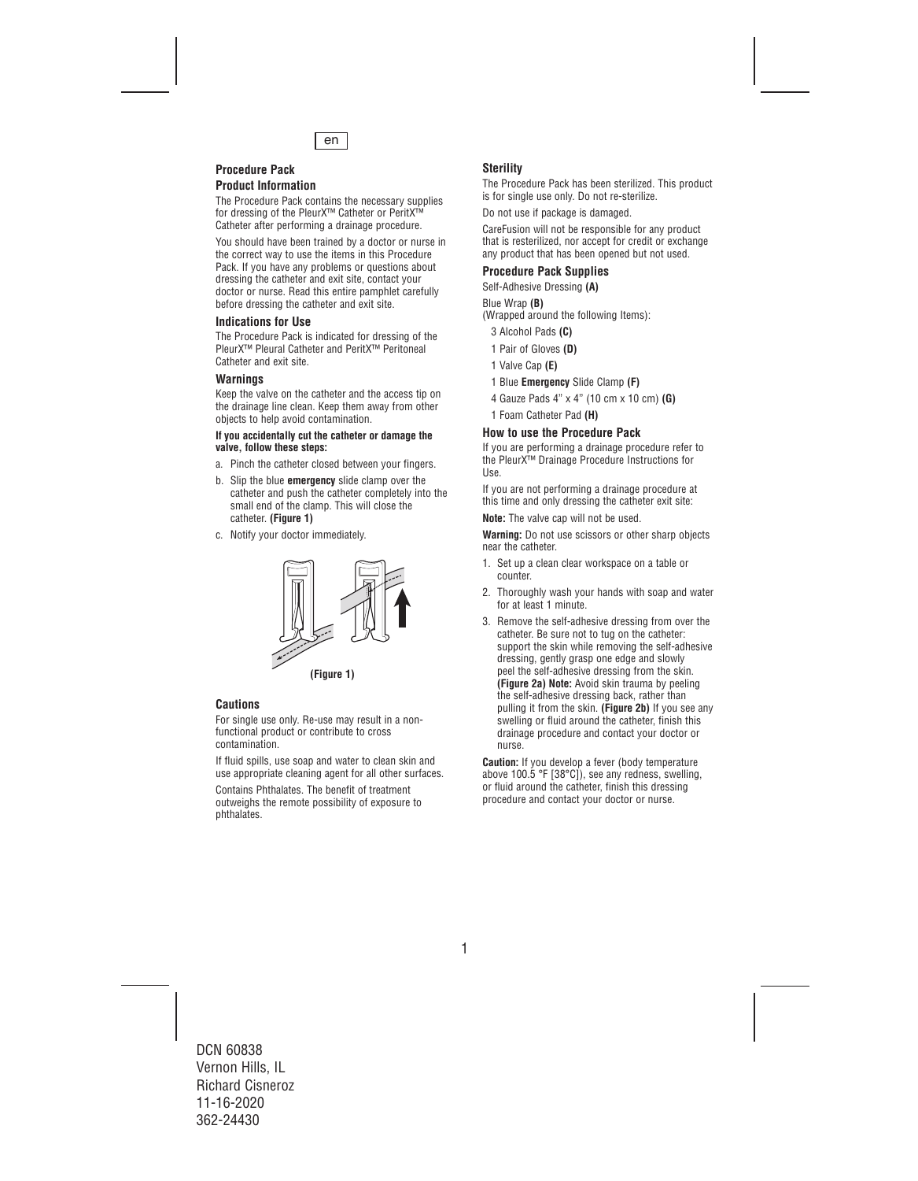en

## Procedure Pack

### Product Information

The Procedure Pack contains the necessary supplies for dressing of the PleurX™ Catheter or PeritX™ Catheter after performing a drainage procedure.

You should have been trained by a doctor or nurse in the correct way to use the items in this Procedure Pack. If you have any problems or questions about dressing the catheter and exit site, contact your doctor or nurse. Read this entire pamphlet carefully before dressing the catheter and exit site.

### Indications for Use

The Procedure Pack is indicated for dressing of the PleurX™ Pleural Catheter and PeritX™ Peritoneal Catheter and exit site.

### Warnings

Keep the valve on the catheter and the access tip on the drainage line clean. Keep them away from other objects to help avoid contamination.

**If you accidentally cut the catheter or damage the valve, follow these steps:**

a. Pinch the catheter closed between your fingers.

b. Slip the blue **emergency** slide clamp over the catheter and push the catheter completely into the small end of the clamp. This will close the catheter. **(Figure 1)**

c. Notify your doctor immediately.

**(Figure 1)**

### Cautions

For single use only. Re-use may result in a non-functional product or contribute to cross contamination.

If fluid spills, use soap and water to clean skin and use appropriate cleaning agent for all other surfaces.

Contains Phthalates. The benefit of treatment outweighs the remote possibility of exposure to phthalates.

### Sterility

The Procedure Pack has been sterilized. This product is for single use only. Do not re-sterilize.

Do not use if package is damaged.

CareFusion will not be responsible for any product that is resterilized, nor accept for credit or exchange any product that has been opened but not used.

### Procedure Pack Supplies

Self-Adhesive Dressing **(A)**

Blue Wrap **(B)**
(Wrapped around the following Items):

- 3 Alcohol Pads **(C)**
- 1 Pair of Gloves **(D)**
- 1 Valve Cap **(E)**
- 1 Blue **Emergency** Slide Clamp **(F)**
- 4 Gauze Pads 4" x 4" (10 cm x 10 cm) **(G)**
- 1 Foam Catheter Pad **(H)**

### How to use the Procedure Pack

If you are performing a drainage procedure refer to the PleurX™ Drainage Procedure Instructions for Use.

If you are not performing a drainage procedure at this time and only dressing the catheter exit site:

**Note:** The valve cap will not be used.

**Warning:** Do not use scissors or other sharp objects near the catheter.

1. Set up a clean clear workspace on a table or counter.
2. Thoroughly wash your hands with soap and water for at least 1 minute.
3. Remove the self-adhesive dressing from over the catheter. Be sure not to tug on the catheter: support the skin while removing the self-adhesive dressing, gently grasp one edge and slowly peel the self-adhesive dressing from the skin. **(Figure 2a) Note:** Avoid skin trauma by peeling the self-adhesive dressing back, rather than pulling it from the skin. **(Figure 2b)** If you see any swelling or fluid around the catheter, finish this drainage procedure and contact your doctor or nurse.

**Caution:** If you develop a fever (body temperature above 100.5 °F [38°C]), see any redness, swelling, or fluid around the catheter, finish this dressing procedure and contact your doctor or nurse.

DCN 60838
Vernon Hills, IL
Richard Cisneroz
11-16-2020
362-24430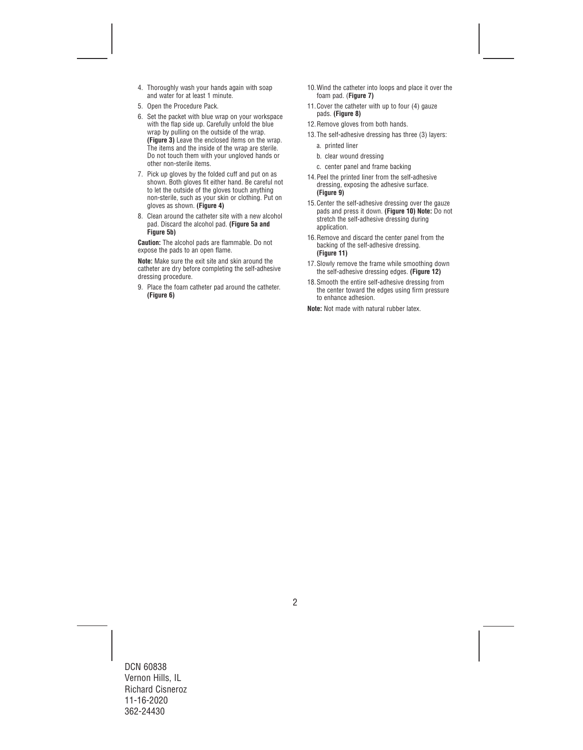4. Thoroughly wash your hands again with soap and water for at least 1 minute.
5. Open the Procedure Pack.
6. Set the packet with blue wrap on your workspace with the flap side up. Carefully unfold the blue wrap by pulling on the outside of the wrap. **(Figure 3)** Leave the enclosed items on the wrap. The items and the inside of the wrap are sterile. Do not touch them with your ungloved hands or other non-sterile items.
7. Pick up gloves by the folded cuff and put on as shown. Both gloves fit either hand. Be careful not to let the outside of the gloves touch anything non-sterile, such as your skin or clothing. Put on gloves as shown. **(Figure 4)**
8. Clean around the catheter site with a new alcohol pad. Discard the alcohol pad. **(Figure 5a and Figure 5b)**

**Caution:** The alcohol pads are flammable. Do not expose the pads to an open flame.

**Note:** Make sure the exit site and skin around the catheter are dry before completing the self-adhesive dressing procedure.

9. Place the foam catheter pad around the catheter. **(Figure 6)**
10. Wind the catheter into loops and place it over the foam pad. (**Figure 7)**
11. Cover the catheter with up to four (4) gauze pads. **(Figure 8)**
12. Remove gloves from both hands.
13. The self-adhesive dressing has three (3) layers:
    a. printed liner
    b. clear wound dressing
    c. center panel and frame backing
14. Peel the printed liner from the self-adhesive dressing, exposing the adhesive surface. **(Figure 9)**
15. Center the self-adhesive dressing over the gauze pads and press it down. **(Figure 10) Note:** Do not stretch the self-adhesive dressing during application.
16. Remove and discard the center panel from the backing of the self-adhesive dressing. **(Figure 11)**
17. Slowly remove the frame while smoothing down the self-adhesive dressing edges. **(Figure 12)**
18. Smooth the entire self-adhesive dressing from the center toward the edges using firm pressure to enhance adhesion.

**Note:** Not made with natural rubber latex.

DCN 60838
Vernon Hills, IL
Richard Cisneroz
11-16-2020
362-24430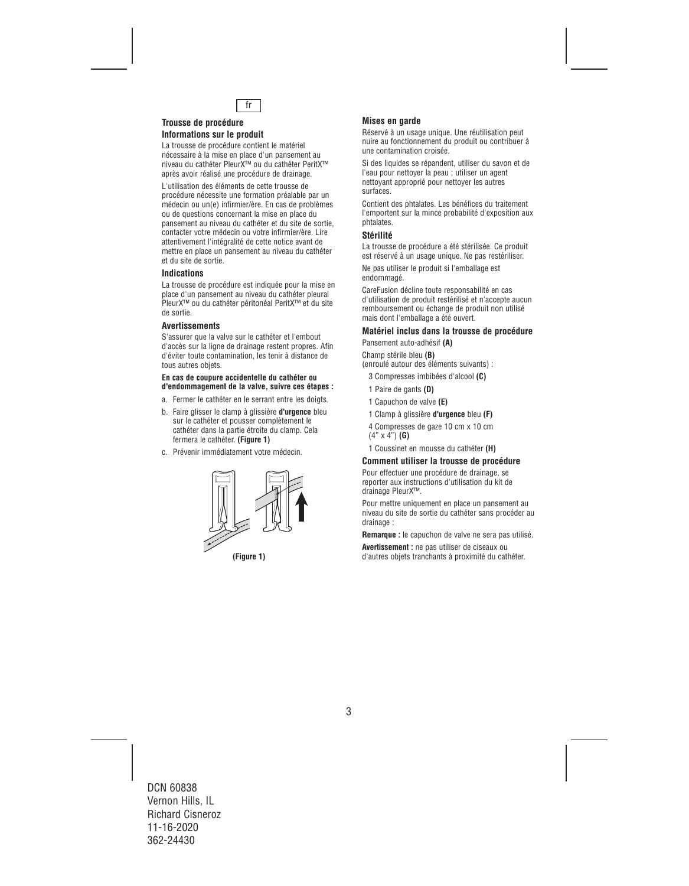fr

## Trousse de procédure

### Informations sur le produit

La trousse de procédure contient le matériel nécessaire à la mise en place d'un pansement au niveau du cathéter PleurX™ ou du cathéter PeritX™ après avoir réalisé une procédure de drainage.

L'utilisation des éléments de cette trousse de procédure nécessite une formation préalable par un médecin ou un(e) infirmier/ère. En cas de problèmes ou de questions concernant la mise en place du pansement au niveau du cathéter et du site de sortie, contacter votre médecin ou votre infirmier/ère. Lire attentivement l'intégralité de cette notice avant de mettre en place un pansement au niveau du cathéter et du site de sortie.

### Indications

La trousse de procédure est indiquée pour la mise en place d'un pansement au niveau du cathéter pleural PleurX™ ou du cathéter péritonéal PeritX™ et du site de sortie.

### Avertissements

S'assurer que la valve sur le cathéter et l'embout d'accès sur la ligne de drainage restent propres. Afin d'éviter toute contamination, les tenir à distance de tous autres objets.

**En cas de coupure accidentelle du cathéter ou d'endommagement de la valve, suivre ces étapes :**

a. Fermer le cathéter en le serrant entre les doigts.

b. Faire glisser le clamp à glissière **d'urgence** bleu sur le cathéter et pousser complètement le cathéter dans la partie étroite du clamp. Cela fermera le cathéter. **(Figure 1)**

c. Prévenir immédiatement votre médecin.

**(Figure 1)**

### Mises en garde

Réservé à un usage unique. Une réutilisation peut nuire au fonctionnement du produit ou contribuer à une contamination croisée.

Si des liquides se répandent, utiliser du savon et de l'eau pour nettoyer la peau ; utiliser un agent nettoyant approprié pour nettoyer les autres surfaces.

Contient des phtalates. Les bénéfices du traitement l'emportent sur la mince probabilité d'exposition aux phtalates.

### Stérilité

La trousse de procédure a été stérilisée. Ce produit est réservé à un usage unique. Ne pas restériliser.

Ne pas utiliser le produit si l'emballage est endommagé.

CareFusion décline toute responsabilité en cas d'utilisation de produit restérilisé et n'accepte aucun remboursement ou échange de produit non utilisé mais dont l'emballage a été ouvert.

### Matériel inclus dans la trousse de procédure

Pansement auto-adhésif **(A)**

Champ stérile bleu **(B)**
(enroulé autour des éléments suivants) :

- 3 Compresses imbibées d'alcool **(C)**
- 1 Paire de gants **(D)**
- 1 Capuchon de valve **(E)**
- 1 Clamp à glissière **d'urgence** bleu **(F)**
- 4 Compresses de gaze 10 cm x 10 cm (4" x 4") **(G)**
- 1 Coussinet en mousse du cathéter **(H)**

### Comment utiliser la trousse de procédure

Pour effectuer une procédure de drainage, se reporter aux instructions d'utilisation du kit de drainage PleurX™.

Pour mettre uniquement en place un pansement au niveau du site de sortie du cathéter sans procéder au drainage :

**Remarque :** le capuchon de valve ne sera pas utilisé.

**Avertissement :** ne pas utiliser de ciseaux ou d'autres objets tranchants à proximité du cathéter.

DCN 60838
Vernon Hills, IL
Richard Cisneroz
11-16-2020
362-24430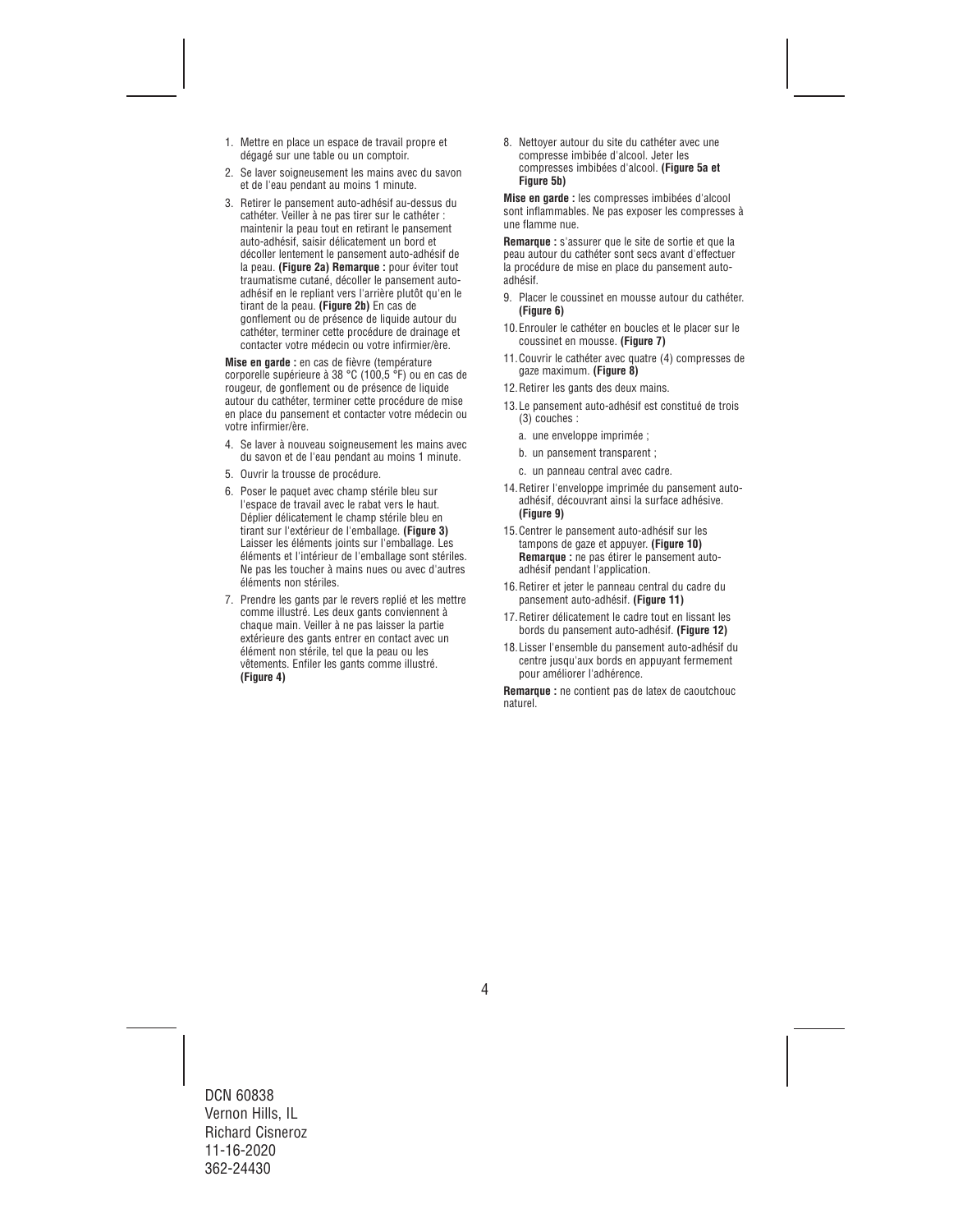1. Mettre en place un espace de travail propre et dégagé sur une table ou un comptoir.
2. Se laver soigneusement les mains avec du savon et de l'eau pendant au moins 1 minute.
3. Retirer le pansement auto-adhésif au-dessus du cathéter. Veiller à ne pas tirer sur le cathéter : maintenir la peau tout en retirant le pansement auto-adhésif, saisir délicatement un bord et décoller lentement le pansement auto-adhésif de la peau. **(Figure 2a) Remarque :** pour éviter tout traumatisme cutané, décoller le pansement auto-adhésif en le repliant vers l'arrière plutôt qu'en le tirant de la peau. **(Figure 2b)** En cas de gonflement ou de présence de liquide autour du cathéter, terminer cette procédure de drainage et contacter votre médecin ou votre infirmier/ère.

**Mise en garde :** en cas de fièvre (température corporelle supérieure à 38 °C (100,5 °F) ou en cas de rougeur, de gonflement ou de présence de liquide autour du cathéter, terminer cette procédure de mise en place du pansement et contacter votre médecin ou votre infirmier/ère.

4. Se laver à nouveau soigneusement les mains avec du savon et de l'eau pendant au moins 1 minute.
5. Ouvrir la trousse de procédure.
6. Poser le paquet avec champ stérile bleu sur l'espace de travail avec le rabat vers le haut. Déplier délicatement le champ stérile bleu en tirant sur l'extérieur de l'emballage. **(Figure 3)** Laisser les éléments joints sur l'emballage. Les éléments et l'intérieur de l'emballage sont stériles. Ne pas les toucher à mains nues ou avec d'autres éléments non stériles.
7. Prendre les gants par le revers replié et les mettre comme illustré. Les deux gants conviennent à chaque main. Veiller à ne pas laisser la partie extérieure des gants entrer en contact avec un élément non stérile, tel que la peau ou les vêtements. Enfiler les gants comme illustré. **(Figure 4)**
8. Nettoyer autour du site du cathéter avec une compresse imbibée d'alcool. Jeter les compresses imbibées d'alcool. **(Figure 5a et Figure 5b)**

**Mise en garde :** les compresses imbibées d'alcool sont inflammables. Ne pas exposer les compresses à une flamme nue.

**Remarque :** s'assurer que le site de sortie et que la peau autour du cathéter sont secs avant d'effectuer la procédure de mise en place du pansement auto-adhésif.

9. Placer le coussinet en mousse autour du cathéter. **(Figure 6)**
10. Enrouler le cathéter en boucles et le placer sur le coussinet en mousse. **(Figure 7)**
11. Couvrir le cathéter avec quatre (4) compresses de gaze maximum. **(Figure 8)**
12. Retirer les gants des deux mains.
13. Le pansement auto-adhésif est constitué de trois (3) couches :
    a. une enveloppe imprimée ;
    b. un pansement transparent ;
    c. un panneau central avec cadre.
14. Retirer l'enveloppe imprimée du pansement auto-adhésif, découvrant ainsi la surface adhésive. **(Figure 9)**
15. Centrer le pansement auto-adhésif sur les tampons de gaze et appuyer. **(Figure 10) Remarque :** ne pas étirer le pansement auto-adhésif pendant l'application.
16. Retirer et jeter le panneau central du cadre du pansement auto-adhésif. **(Figure 11)**
17. Retirer délicatement le cadre tout en lissant les bords du pansement auto-adhésif. **(Figure 12)**
18. Lisser l'ensemble du pansement auto-adhésif du centre jusqu'aux bords en appuyant fermement pour améliorer l'adhérence.

**Remarque :** ne contient pas de latex de caoutchouc naturel.

DCN 60838
Vernon Hills, IL
Richard Cisneroz
11-16-2020
362-24430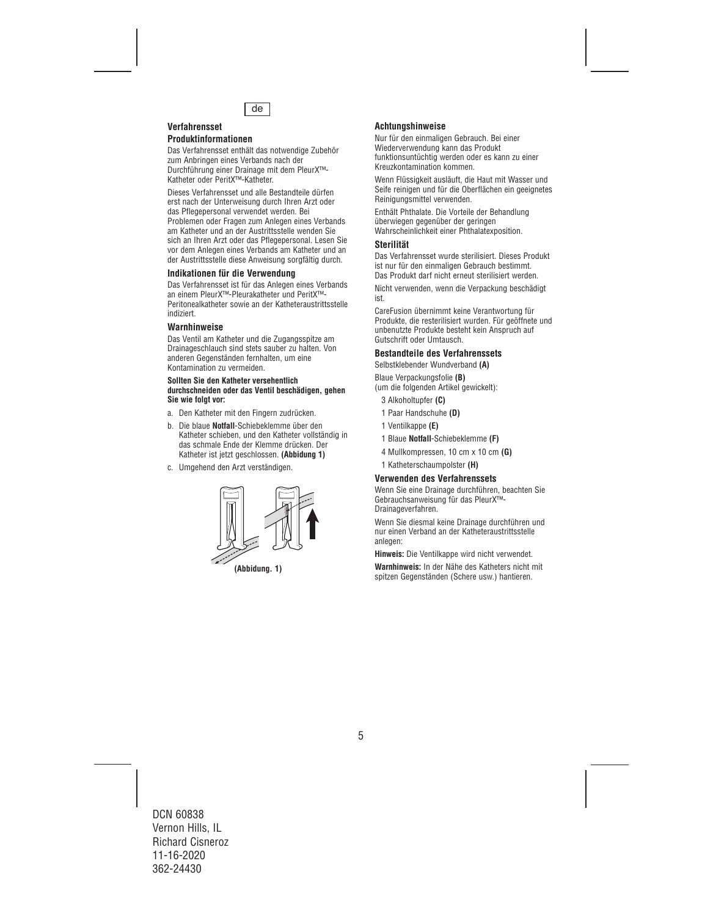de

### Verfahrensset

#### Produktinformationen

Das Verfahrensset enthält das notwendige Zubehör zum Anbringen eines Verbands nach der Durchführung einer Drainage mit dem PleurX™-Katheter oder PeritX™-Katheter.

Dieses Verfahrensset und alle Bestandteile dürfen erst nach der Unterweisung durch Ihren Arzt oder das Pflegepersonal verwendet werden. Bei Problemen oder Fragen zum Anlegen eines Verbands am Katheter und an der Austrittsstelle wenden Sie sich an Ihren Arzt oder das Pflegepersonal. Lesen Sie vor dem Anlegen eines Verbands am Katheter und an der Austrittsstelle diese Anweisung sorgfältig durch.

#### Indikationen für die Verwendung

Das Verfahrensset ist für das Anlegen eines Verbands an einem PleurX™-Pleurakatheter und PeritX™-Peritonealkatheter sowie an der Katheteraustrittsstelle indiziert.

#### Warnhinweise

Das Ventil am Katheter und die Zugangsspitze am Drainageschlauch sind stets sauber zu halten. Von anderen Gegenständen fernhalten, um eine Kontamination zu vermeiden.

**Sollten Sie den Katheter versehentlich durchschneiden oder das Ventil beschädigen, gehen Sie wie folgt vor:**

a. Den Katheter mit den Fingern zudrücken.

b. Die blaue **Notfall**-Schiebeklemme über den Katheter schieben, und den Katheter vollständig in das schmale Ende der Klemme drücken. Der Katheter ist jetzt geschlossen. **(Abbidung 1)**

c. Umgehend den Arzt verständigen.

**(Abbidung. 1)**

#### Achtungshinweise

Nur für den einmaligen Gebrauch. Bei einer Wiederverwendung kann das Produkt funktionsuntüchtig werden oder es kann zu einer Kreuzkontamination kommen.

Wenn Flüssigkeit ausläuft, die Haut mit Wasser und Seife reinigen und für die Oberflächen ein geeignetes Reinigungsmittel verwenden.

Enthält Phthalate. Die Vorteile der Behandlung überwiegen gegenüber der geringen Wahrscheinlichkeit einer Phthalatexposition.

#### Sterilität

Das Verfahrensset wurde sterilisiert. Dieses Produkt ist nur für den einmaligen Gebrauch bestimmt. Das Produkt darf nicht erneut sterilisiert werden.

Nicht verwenden, wenn die Verpackung beschädigt ist.

CareFusion übernimmt keine Verantwortung für Produkte, die resterilisiert wurden. Für geöffnete und unbenutzte Produkte besteht kein Anspruch auf Gutschrift oder Umtausch.

#### Bestandteile des Verfahrenssets

Selbstklebender Wundverband **(A)**

Blaue Verpackungsfolie **(B)**
(um die folgenden Artikel gewickelt):

- 3 Alkoholtupfer **(C)**
- 1 Paar Handschuhe **(D)**
- 1 Ventilkappe **(E)**
- 1 Blaue **Notfall**-Schiebeklemme **(F)**
- 4 Mullkompressen, 10 cm x 10 cm **(G)**
- 1 Katheterschaumpolster **(H)**

#### Verwenden des Verfahrenssets

Wenn Sie eine Drainage durchführen, beachten Sie Gebrauchsanweisung für das PleurX™-Drainageverfahren.

Wenn Sie diesmal keine Drainage durchführen und nur einen Verband an der Katheteraustrittsstelle anlegen:

**Hinweis:** Die Ventilkappe wird nicht verwendet.

**Warnhinweis:** In der Nähe des Katheters nicht mit spitzen Gegenständen (Schere usw.) hantieren.

DCN 60838
Vernon Hills, IL
Richard Cisneroz
11-16-2020
362-24430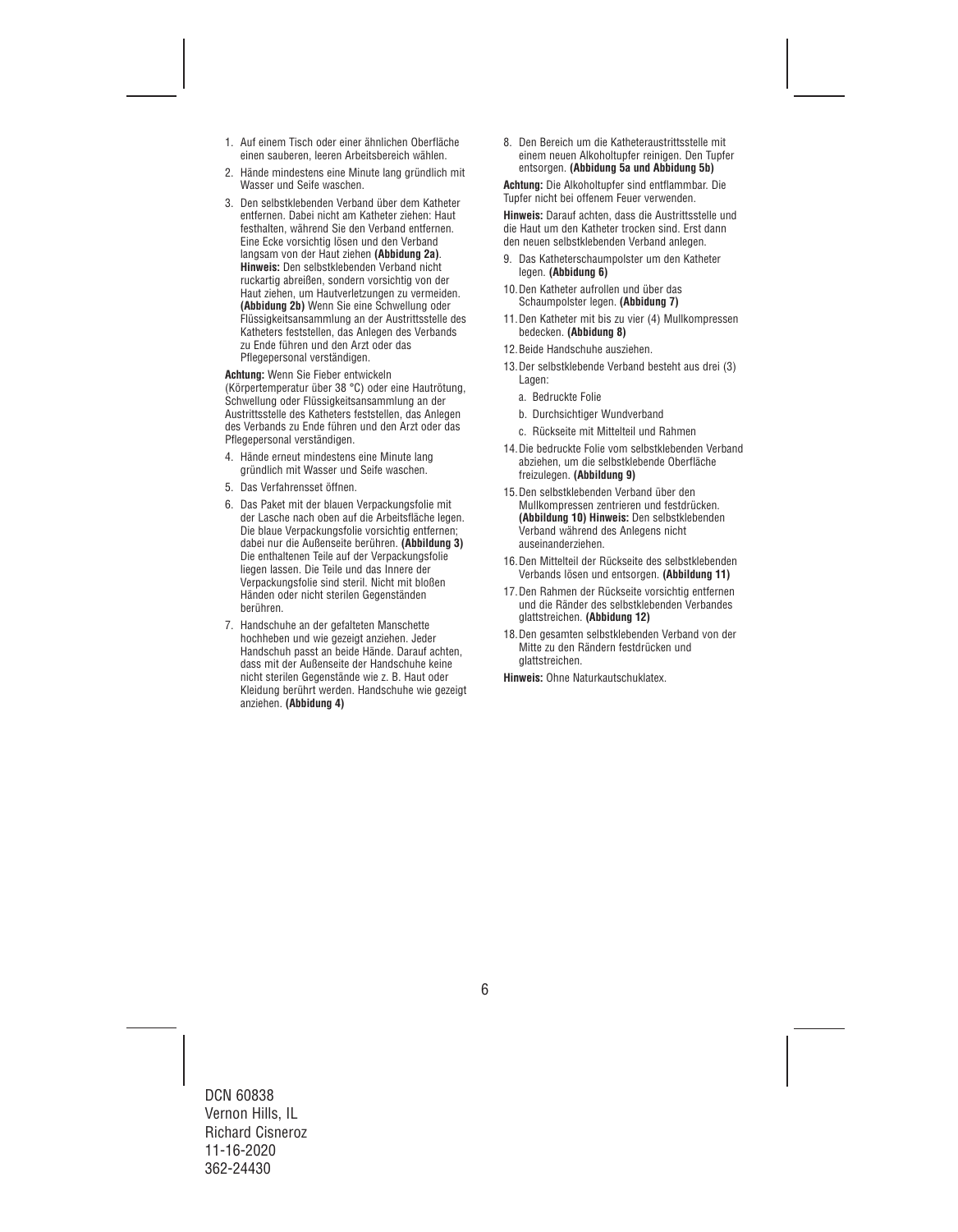1. Auf einem Tisch oder einer ähnlichen Oberfläche einen sauberen, leeren Arbeitsbereich wählen.
2. Hände mindestens eine Minute lang gründlich mit Wasser und Seife waschen.
3. Den selbstklebenden Verband über dem Katheter entfernen. Dabei nicht am Katheter ziehen: Haut festhalten, während Sie den Verband entfernen. Eine Ecke vorsichtig lösen und den Verband langsam von der Haut ziehen **(Abbildung 2a)**. **Hinweis:** Den selbstklebenden Verband nicht ruckartig abreißen, sondern vorsichtig von der Haut ziehen, um Hautverletzungen zu vermeiden. **(Abbildung 2b)** Wenn Sie eine Schwellung oder Flüssigkeitsansammlung an der Austrittsstelle des Katheters feststellen, das Anlegen des Verbands zu Ende führen und den Arzt oder das Pflegepersonal verständigen.

**Achtung:** Wenn Sie Fieber entwickeln (Körpertemperatur über 38 °C) oder eine Hautrötung, Schwellung oder Flüssigkeitsansammlung an der Austrittsstelle des Katheters feststellen, das Anlegen des Verbands zu Ende führen und den Arzt oder das Pflegepersonal verständigen.

4. Hände erneut mindestens eine Minute lang gründlich mit Wasser und Seife waschen.
5. Das Verfahrensset öffnen.
6. Das Paket mit der blauen Verpackungsfolie mit der Lasche nach oben auf die Arbeitsfläche legen. Die blaue Verpackungsfolie vorsichtig entfernen; dabei nur die Außenseite berühren. **(Abbildung 3)** Die enthaltenen Teile auf der Verpackungsfolie liegen lassen. Die Teile und das Innere der Verpackungsfolie sind steril. Nicht mit bloßen Händen oder nicht sterilen Gegenständen berühren.
7. Handschuhe an der gefalteten Manschette hochheben und wie gezeigt anziehen. Jeder Handschuh passt an beide Hände. Darauf achten, dass mit der Außenseite der Handschuhe keine nicht sterilen Gegenstände wie z. B. Haut oder Kleidung berührt werden. Handschuhe wie gezeigt anziehen. **(Abbildung 4)**
8. Den Bereich um die Katheteraustrittsstelle mit einem neuen Alkoholtupfer reinigen. Den Tupfer entsorgen. **(Abbildung 5a und Abbildung 5b)**

**Achtung:** Die Alkoholtupfer sind entflammbar. Die Tupfer nicht bei offenem Feuer verwenden.

**Hinweis:** Darauf achten, dass die Austrittsstelle und die Haut um den Katheter trocken sind. Erst dann den neuen selbstklebenden Verband anlegen.

9. Das Katheterschaumpolster um den Katheter legen. **(Abbildung 6)**
10. Den Katheter aufrollen und über das Schaumpolster legen. **(Abbildung 7)**
11. Den Katheter mit bis zu vier (4) Mullkompressen bedecken. **(Abbildung 8)**
12. Beide Handschuhe ausziehen.
13. Der selbstklebende Verband besteht aus drei (3) Lagen:
    a. Bedruckte Folie
    b. Durchsichtiger Wundverband
    c. Rückseite mit Mittelteil und Rahmen
14. Die bedruckte Folie vom selbstklebenden Verband abziehen, um die selbstklebende Oberfläche freizulegen. **(Abbildung 9)**
15. Den selbstklebenden Verband über den Mullkompressen zentrieren und festdrücken. **(Abbildung 10) Hinweis:** Den selbstklebenden Verband während des Anlegens nicht auseinanderziehen.
16. Den Mittelteil der Rückseite des selbstklebenden Verbands lösen und entsorgen. **(Abbildung 11)**
17. Den Rahmen der Rückseite vorsichtig entfernen und die Ränder des selbstklebenden Verbandes glattstreichen. **(Abbildung 12)**
18. Den gesamten selbstklebenden Verband von der Mitte zu den Rändern festdrücken und glattstreichen.

**Hinweis:** Ohne Naturkautschuklatex.

DCN 60838
Vernon Hills, IL
Richard Cisneroz
11-16-2020
362-24430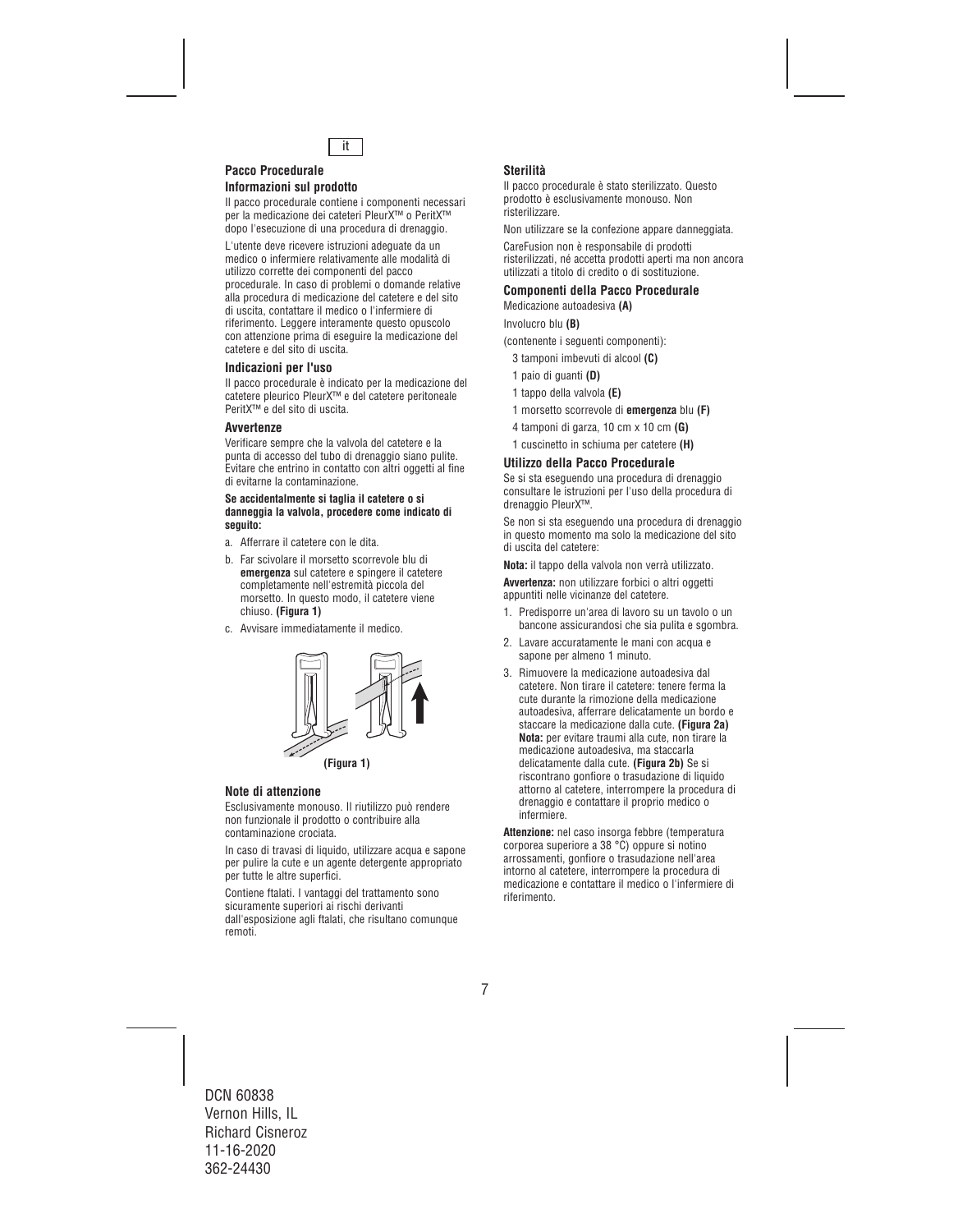it

## Pacco Procedurale

### Informazioni sul prodotto

Il pacco procedurale contiene i componenti necessari per la medicazione dei cateteri PleurX™ o PeritX™ dopo l'esecuzione di una procedura di drenaggio.

L'utente deve ricevere istruzioni adeguate da un medico o infermiere relativamente alle modalità di utilizzo corrette dei componenti del pacco procedurale. In caso di problemi o domande relative alla procedura di medicazione del catetere e del sito di uscita, contattare il medico o l'infermiere di riferimento. Leggere interamente questo opuscolo con attenzione prima di eseguire la medicazione del catetere e del sito di uscita.

### Indicazioni per l'uso

Il pacco procedurale è indicato per la medicazione del catetere pleurico PleurX™ e del catetere peritoneale PeritX™ e del sito di uscita.

### Avvertenze

Verificare sempre che la valvola del catetere e la punta di accesso del tubo di drenaggio siano pulite. Evitare che entrino in contatto con altri oggetti al fine di evitarne la contaminazione.

**Se accidentalmente si taglia il catetere o si danneggia la valvola, procedere come indicato di seguito:**

a. Afferrare il catetere con le dita.

b. Far scivolare il morsetto scorrevole blu di **emergenza** sul catetere e spingere il catetere completamente nell'estremità piccola del morsetto. In questo modo, il catetere viene chiuso. **(Figura 1)**

c. Avvisare immediatamente il medico.

**(Figura 1)**

### Note di attenzione

Esclusivamente monouso. Il riutilizzo può rendere non funzionale il prodotto o contribuire alla contaminazione crociata.

In caso di travasi di liquido, utilizzare acqua e sapone per pulire la cute e un agente detergente appropriato per tutte le altre superfici.

Contiene ftalati. I vantaggi del trattamento sono sicuramente superiori ai rischi derivanti dall'esposizione agli ftalati, che risultano comunque remoti.

### Sterilità

Il pacco procedurale è stato sterilizzato. Questo prodotto è esclusivamente monouso. Non risterilizzare.

Non utilizzare se la confezione appare danneggiata.

CareFusion non è responsabile di prodotti risterilizzati, né accetta prodotti aperti ma non ancora utilizzati a titolo di credito o di sostituzione.

### Componenti della Pacco Procedurale

Medicazione autoadesiva **(A)**

Involucro blu **(B)**

(contenente i seguenti componenti):

- 3 tamponi imbevuti di alcool **(C)**
- 1 paio di guanti **(D)**
- 1 tappo della valvola **(E)**
- 1 morsetto scorrevole di **emergenza** blu **(F)**
- 4 tamponi di garza, 10 cm x 10 cm **(G)**
- 1 cuscinetto in schiuma per catetere **(H)**

### Utilizzo della Pacco Procedurale

Se si sta eseguendo una procedura di drenaggio consultare le istruzioni per l'uso della procedura di drenaggio PleurX™.

Se non si sta eseguendo una procedura di drenaggio in questo momento ma solo la medicazione del sito di uscita del catetere:

**Nota:** il tappo della valvola non verrà utilizzato.

**Avvertenza:** non utilizzare forbici o altri oggetti appuntiti nelle vicinanze del catetere.

1. Predisporre un'area di lavoro su un tavolo o un bancone assicurandosi che sia pulita e sgombra.
2. Lavare accuratamente le mani con acqua e sapone per almeno 1 minuto.
3. Rimuovere la medicazione autoadesiva dal catetere. Non tirare il catetere: tenere ferma la cute durante la rimozione della medicazione autoadesiva, afferrare delicatamente un bordo e staccare la medicazione dalla cute. **(Figura 2a)** **Nota:** per evitare traumi alla cute, non tirare la medicazione autoadesiva, ma staccarla delicatamente dalla cute. **(Figura 2b)** Se si riscontrano gonfiore o trasudazione di liquido attorno al catetere, interrompere la procedura di drenaggio e contattare il proprio medico o infermiere.

**Attenzione:** nel caso insorga febbre (temperatura corporea superiore a 38 °C) oppure si notino arrossamenti, gonfiore o trasudazione nell'area intorno al catetere, interrompere la procedura di medicazione e contattare il medico o l'infermiere di riferimento.

DCN 60838
Vernon Hills, IL
Richard Cisneroz
11-16-2020
362-24430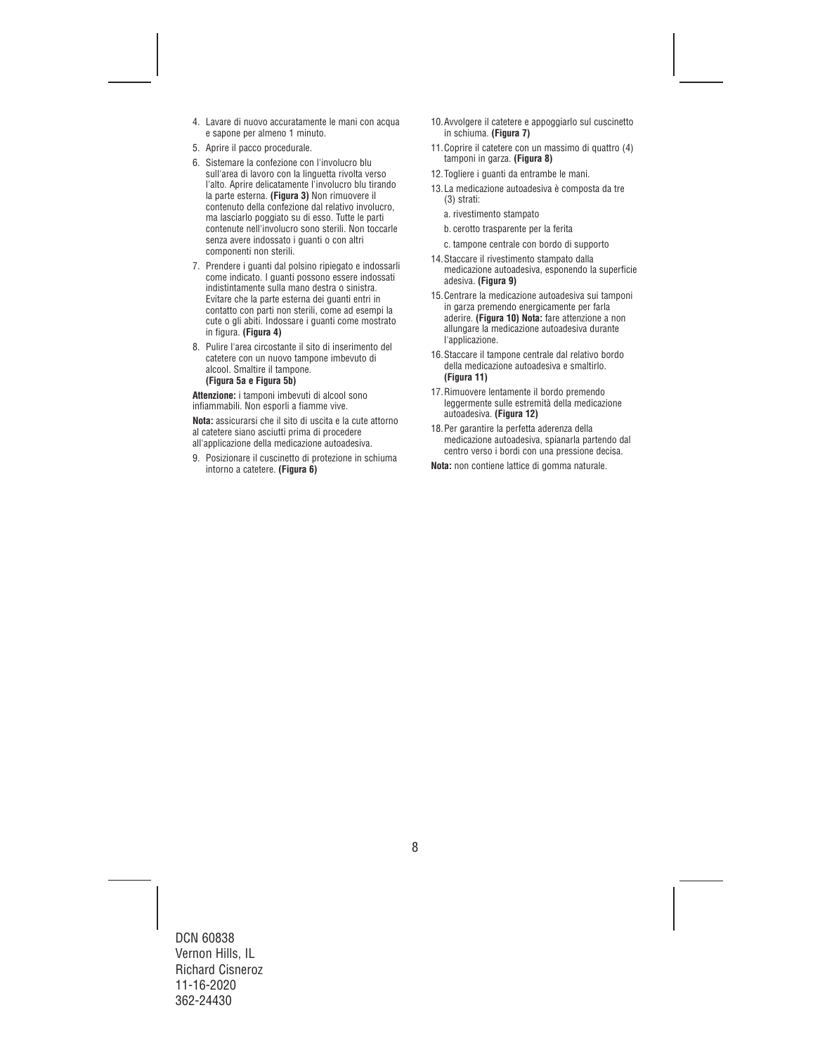4. Lavare di nuovo accuratamente le mani con acqua e sapone per almeno 1 minuto.
5. Aprire il pacco procedurale.
6. Sistemare la confezione con l'involucro blu sull'area di lavoro con la linguetta rivolta verso l'alto. Aprire delicatamente l'involucro blu tirando la parte esterna. **(Figura 3)** Non rimuovere il contenuto della confezione dal relativo involucro, ma lasciarlo poggiato su di esso. Tutte le parti contenute nell'involucro sono sterili. Non toccarle senza avere indossato i guanti o con altri componenti non sterili.
7. Prendere i guanti dal polsino ripiegato e indossarli come indicato. I guanti possono essere indossati indistintamente sulla mano destra o sinistra. Evitare che la parte esterna dei guanti entri in contatto con parti non sterili, come ad esempi la cute o gli abiti. Indossare i guanti come mostrato in figura. **(Figura 4)**
8. Pulire l'area circostante il sito di inserimento del catetere con un nuovo tampone imbevuto di alcool. Smaltire il tampone. **(Figura 5a e Figura 5b)**

**Attenzione:** i tamponi imbevuti di alcool sono infiammabili. Non esporli a fiamme vive.

**Nota:** assicurarsi che il sito di uscita e la cute attorno al catetere siano asciutti prima di procedere all'applicazione della medicazione autoadesiva.

9. Posizionare il cuscinetto di protezione in schiuma intorno a catetere. **(Figura 6)**
10. Avvolgere il catetere e appoggiarlo sul cuscinetto in schiuma. **(Figura 7)**
11. Coprire il catetere con un massimo di quattro (4) tamponi in garza. **(Figura 8)**
12. Togliere i guanti da entrambe le mani.
13. La medicazione autoadesiva è composta da tre (3) strati:
    a. rivestimento stampato
    b. cerotto trasparente per la ferita
    c. tampone centrale con bordo di supporto
14. Staccare il rivestimento stampato dalla medicazione autoadesiva, esponendo la superficie adesiva. **(Figura 9)**
15. Centrare la medicazione autoadesiva sui tamponi in garza premendo energicamente per farla aderire. **(Figura 10) Nota:** fare attenzione a non allungare la medicazione autoadesiva durante l'applicazione.
16. Staccare il tampone centrale dal relativo bordo della medicazione autoadesiva e smaltirlo. **(Figura 11)**
17. Rimuovere lentamente il bordo premendo leggermente sulle estremità della medicazione autoadesiva. **(Figura 12)**
18. Per garantire la perfetta aderenza della medicazione autoadesiva, spianarla partendo dal centro verso i bordi con una pressione decisa.

**Nota:** non contiene lattice di gomma naturale.

DCN 60838
Vernon Hills, IL
Richard Cisneroz
11-16-2020
362-24430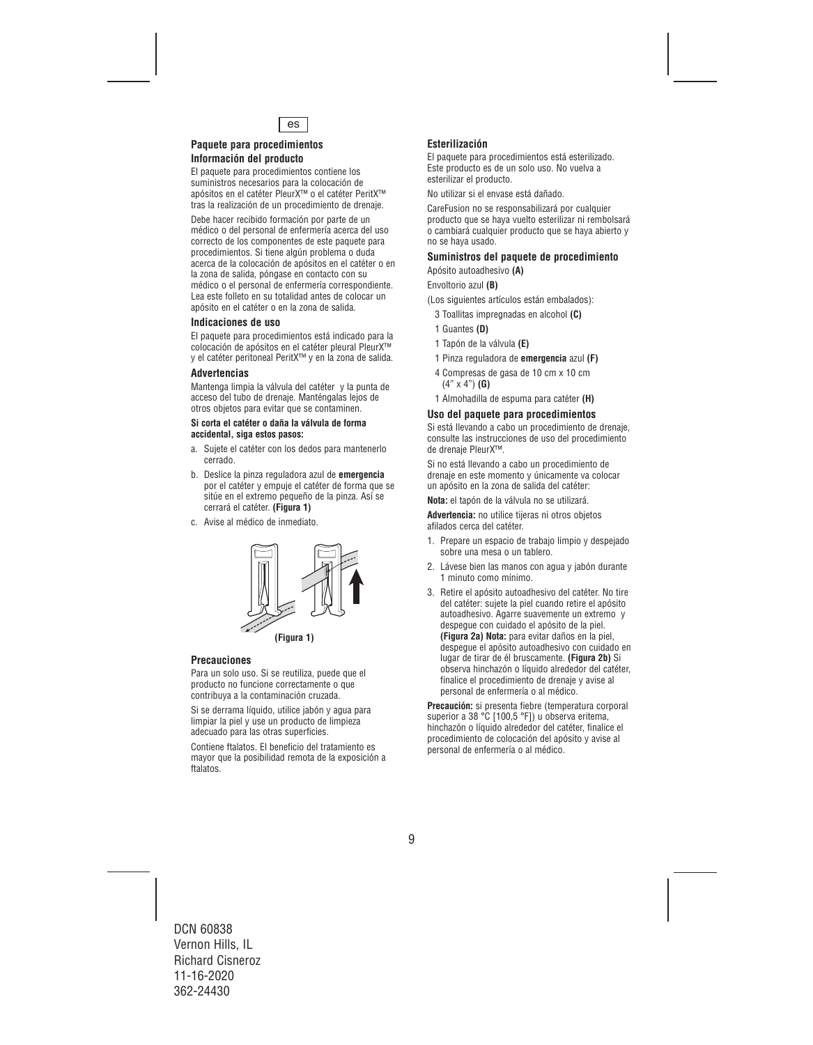es

## Paquete para procedimientos

### Información del producto

El paquete para procedimientos contiene los suministros necesarios para la colocación de apósitos en el catéter PleurX™ o el catéter PeritX™ tras la realización de un procedimiento de drenaje.

Debe hacer recibido formación por parte de un médico o del personal de enfermería acerca del uso correcto de los componentes de este paquete para procedimientos. Si tiene algún problema o duda acerca de la colocación de apósitos en el catéter o en la zona de salida, póngase en contacto con su médico o el personal de enfermería correspondiente. Lea este folleto en su totalidad antes de colocar un apósito en el catéter o en la zona de salida.

### Indicaciones de uso

El paquete para procedimientos está indicado para la colocación de apósitos en el catéter pleural PleurX™ y el catéter peritoneal PeritX™ y en la zona de salida.

### Advertencias

Mantenga limpia la válvula del catéter y la punta de acceso del tubo de drenaje. Manténgalas lejos de otros objetos para evitar que se contaminen.

**Si corta el catéter o daña la válvula de forma accidental, siga estos pasos:**

a. Sujete el catéter con los dedos para mantenerlo cerrado.
b. Deslice la pinza reguladora azul de **emergencia** por el catéter y empuje el catéter de forma que se sitúe en el extremo pequeño de la pinza. Así se cerrará el catéter. **(Figura 1)**
c. Avise al médico de inmediato.

**(Figura 1)**

### Precauciones

Para un solo uso. Si se reutiliza, puede que el producto no funcione correctamente o que contribuya a la contaminación cruzada.

Si se derrama líquido, utilice jabón y agua para limpiar la piel y use un producto de limpieza adecuado para las otras superficies.

Contiene ftalatos. El beneficio del tratamiento es mayor que la posibilidad remota de la exposición a ftalatos.

### Esterilización

El paquete para procedimientos está esterilizado. Este producto es de un solo uso. No vuelva a esterilizar el producto.

No utilizar si el envase está dañado.

CareFusion no se responsabilizará por cualquier producto que se haya vuelto esterilizar ni rembolsará o cambiará cualquier producto que se haya abierto y no se haya usado.

### Suministros del paquete de procedimiento

Apósito autoadhesivo **(A)**

Envoltorio azul **(B)**

(Los siguientes artículos están embalados):

- 3 Toallitas impregnadas en alcohol **(C)**
- 1 Guantes **(D)**
- 1 Tapón de la válvula **(E)**
- 1 Pinza reguladora de **emergencia** azul **(F)**
- 4 Compresas de gasa de 10 cm x 10 cm (4" x 4") **(G)**
- 1 Almohadilla de espuma para catéter **(H)**

### Uso del paquete para procedimientos

Si está llevando a cabo un procedimiento de drenaje, consulte las instrucciones de uso del procedimiento de drenaje PleurX™.

Si no está llevando a cabo un procedimiento de drenaje en este momento y únicamente va colocar un apósito en la zona de salida del catéter:

**Nota:** el tapón de la válvula no se utilizará.

**Advertencia:** no utilice tijeras ni otros objetos afilados cerca del catéter.

1. Prepare un espacio de trabajo limpio y despejado sobre una mesa o un tablero.
2. Lávese bien las manos con agua y jabón durante 1 minuto como mínimo.
3. Retire el apósito autoadhesivo del catéter. No tire del catéter: sujete la piel cuando retire el apósito autoadhesivo. Agarre suavemente un extremo y despegue con cuidado el apósito de la piel. **(Figura 2a) Nota:** para evitar daños en la piel, despegue el apósito autoadhesivo con cuidado en lugar de tirar de él bruscamente. **(Figura 2b)** Si observa hinchazón o líquido alrededor del catéter, finalice el procedimiento de drenaje y avise al personal de enfermería o al médico.

**Precaución:** si presenta fiebre (temperatura corporal superior a 38 °C [100,5 °F]) u observa eritema, hinchazón o líquido alrededor del catéter, finalice el procedimiento de colocación del apósito y avise al personal de enfermería o al médico.

DCN 60838
Vernon Hills, IL
Richard Cisneroz
11-16-2020
362-24430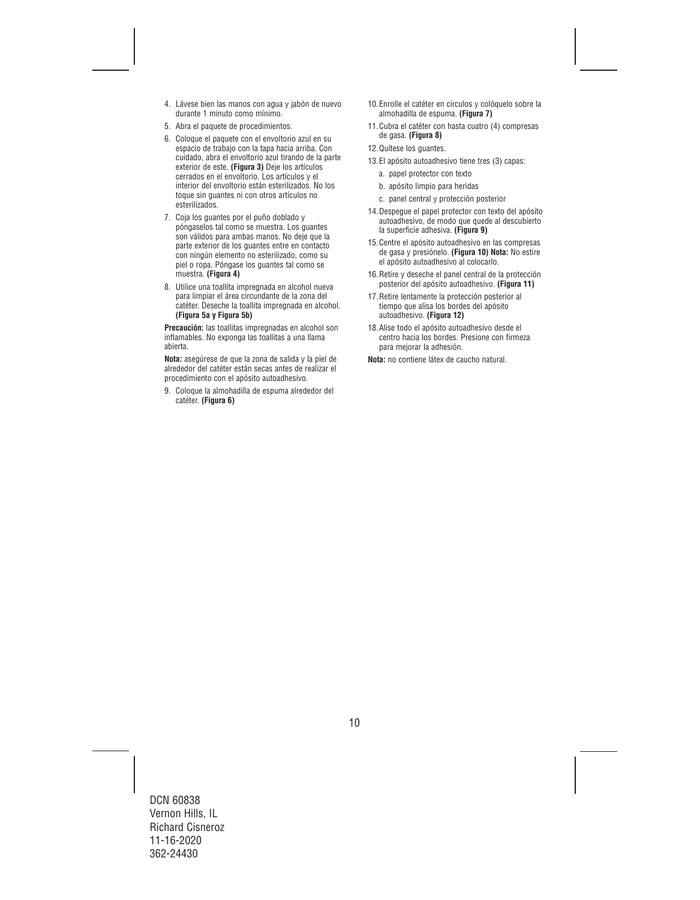4. Lávese bien las manos con agua y jabón de nuevo durante 1 minuto como mínimo.
5. Abra el paquete de procedimientos.
6. Coloque el paquete con el envoltorio azul en su espacio de trabajo con la tapa hacia arriba. Con cuidado, abra el envoltorio azul tirando de la parte exterior de este. **(Figura 3)** Deje los artículos cerrados en el envoltorio. Los artículos y el interior del envoltorio están esterilizados. No los toque sin guantes ni con otros artículos no esterilizados.
7. Coja los guantes por el puño doblado y póngaselos tal como se muestra. Los guantes son válidos para ambas manos. No deje que la parte exterior de los guantes entre en contacto con ningún elemento no esterilizado, como su piel o ropa. Póngase los guantes tal como se muestra. **(Figura 4)**
8. Utilice una toallita impregnada en alcohol nueva para limpiar el área circundante de la zona del catéter. Deseche la toallita impregnada en alcohol. **(Figura 5a y Figura 5b)**

**Precaución:** las toallitas impregnadas en alcohol son inflamables. No exponga las toallitas a una llama abierta.

**Nota:** asegúrese de que la zona de salida y la piel de alrededor del catéter están secas antes de realizar el procedimiento con el apósito autoadhesivo.

9. Coloque la almohadilla de espuma alrededor del catéter. **(Figura 6)**
10. Enrolle el catéter en círculos y colóquelo sobre la almohadilla de espuma. **(Figura 7)**
11. Cubra el catéter con hasta cuatro (4) compresas de gasa. **(Figura 8)**
12. Quítese los guantes.
13. El apósito autoadhesivo tiene tres (3) capas:
    a. papel protector con texto
    b. apósito limpio para heridas
    c. panel central y protección posterior
14. Despegue el papel protector con texto del apósito autoadhesivo, de modo que quede al descubierto la superficie adhesiva. **(Figura 9)**
15. Centre el apósito autoadhesivo en las compresas de gasa y presiónelo. **(Figura 10) Nota:** No estire el apósito autoadhesivo al colocarlo.
16. Retire y deseche el panel central de la protección posterior del apósito autoadhesivo. **(Figura 11)**
17. Retire lentamente la protección posterior al tiempo que alisa los bordes del apósito autoadhesivo. **(Figura 12)**
18. Alise todo el apósito autoadhesivo desde el centro hacia los bordes. Presione con firmeza para mejorar la adhesión.

**Nota:** no contiene látex de caucho natural.

DCN 60838
Vernon Hills, IL
Richard Cisneroz
11-16-2020
362-24430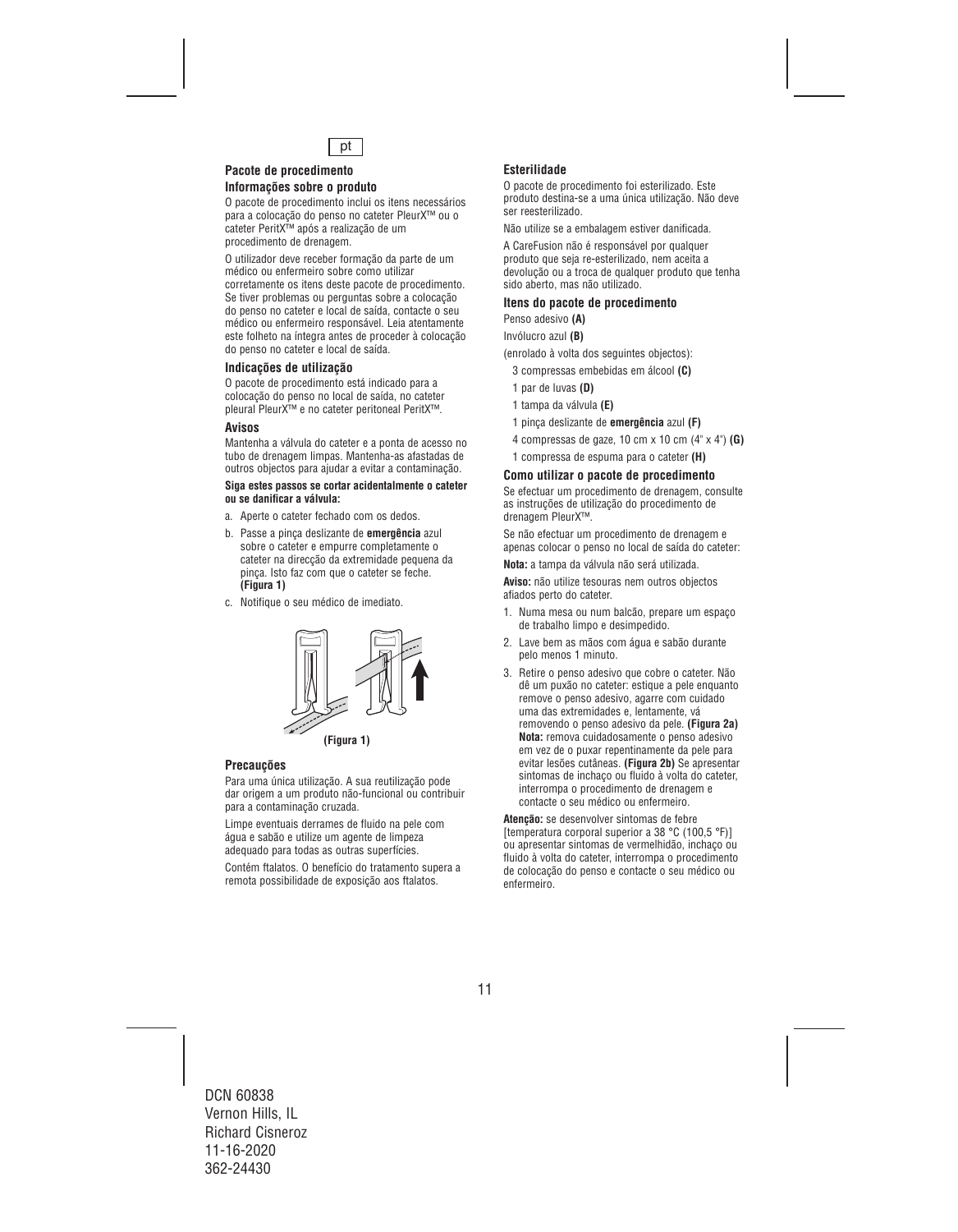pt

## Pacote de procedimento

### Informações sobre o produto

O pacote de procedimento inclui os itens necessários para a colocação do penso no cateter PleurX™ ou o cateter PeritX™ após a realização de um procedimento de drenagem.

O utilizador deve receber formação da parte de um médico ou enfermeiro sobre como utilizar corretamente os itens deste pacote de procedimento. Se tiver problemas ou perguntas sobre a colocação do penso no cateter e local de saída, contacte o seu médico ou enfermeiro responsável. Leia atentamente este folheto na íntegra antes de proceder à colocação do penso no cateter e local de saída.

### Indicações de utilização

O pacote de procedimento está indicado para a colocação do penso no local de saída, no cateter pleural PleurX™ e no cateter peritoneal PeritX™.

### Avisos

Mantenha a válvula do cateter e a ponta de acesso no tubo de drenagem limpas. Mantenha-as afastadas de outros objectos para ajudar a evitar a contaminação.

**Siga estes passos se cortar acidentalmente o cateter ou se danificar a válvula:**

a. Aperte o cateter fechado com os dedos.

b. Passe a pinça deslizante de **emergência** azul sobre o cateter e empurre completamente o cateter na direcção da extremidade pequena da pinça. Isto faz com que o cateter se feche. **(Figura 1)**

c. Notifique o seu médico de imediato.

**(Figura 1)**

### Precauções

Para uma única utilização. A sua reutilização pode dar origem a um produto não-funcional ou contribuir para a contaminação cruzada.

Limpe eventuais derrames de fluido na pele com água e sabão e utilize um agente de limpeza adequado para todas as outras superfícies.

Contém ftalatos. O benefício do tratamento supera a remota possibilidade de exposição aos ftalatos.

### Esterilidade

O pacote de procedimento foi esterilizado. Este produto destina-se a uma única utilização. Não deve ser reesterilizado.

Não utilize se a embalagem estiver danificada.

A CareFusion não é responsável por qualquer produto que seja re-esterilizado, nem aceita a devolução ou a troca de qualquer produto que tenha sido aberto, mas não utilizado.

### Itens do pacote de procedimento

Penso adesivo **(A)**

Invólucro azul **(B)**

(enrolado à volta dos seguintes objectos):

- 3 compressas embebidas em álcool **(C)**
- 1 par de luvas **(D)**
- 1 tampa da válvula **(E)**
- 1 pinça deslizante de **emergência** azul **(F)**
- 4 compressas de gaze, 10 cm x 10 cm (4" x 4") **(G)**
- 1 compressa de espuma para o cateter **(H)**

### Como utilizar o pacote de procedimento

Se efectuar um procedimento de drenagem, consulte as instruções de utilização do procedimento de drenagem PleurX™.

Se não efectuar um procedimento de drenagem e apenas colocar o penso no local de saída do cateter:

**Nota:** a tampa da válvula não será utilizada.

**Aviso:** não utilize tesouras nem outros objectos afiados perto do cateter.

1. Numa mesa ou num balcão, prepare um espaço de trabalho limpo e desimpedido.
2. Lave bem as mãos com água e sabão durante pelo menos 1 minuto.
3. Retire o penso adesivo que cobre o cateter. Não dê um puxão no cateter: estique a pele enquanto remove o penso adesivo, agarre com cuidado uma das extremidades e, lentamente, vá removendo o penso adesivo da pele. **(Figura 2a)** **Nota:** remova cuidadosamente o penso adesivo em vez de o puxar repentinamente da pele para evitar lesões cutâneas. **(Figura 2b)** Se apresentar sintomas de inchaço ou fluido à volta do cateter, interrompa o procedimento de drenagem e contacte o seu médico ou enfermeiro.

**Atenção:** se desenvolver sintomas de febre [temperatura corporal superior a 38 °C (100,5 °F)] ou apresentar sintomas de vermelhidão, inchaço ou fluido à volta do cateter, interrompa o procedimento de colocação do penso e contacte o seu médico ou enfermeiro.

DCN 60838
Vernon Hills, IL
Richard Cisneroz
11-16-2020
362-24430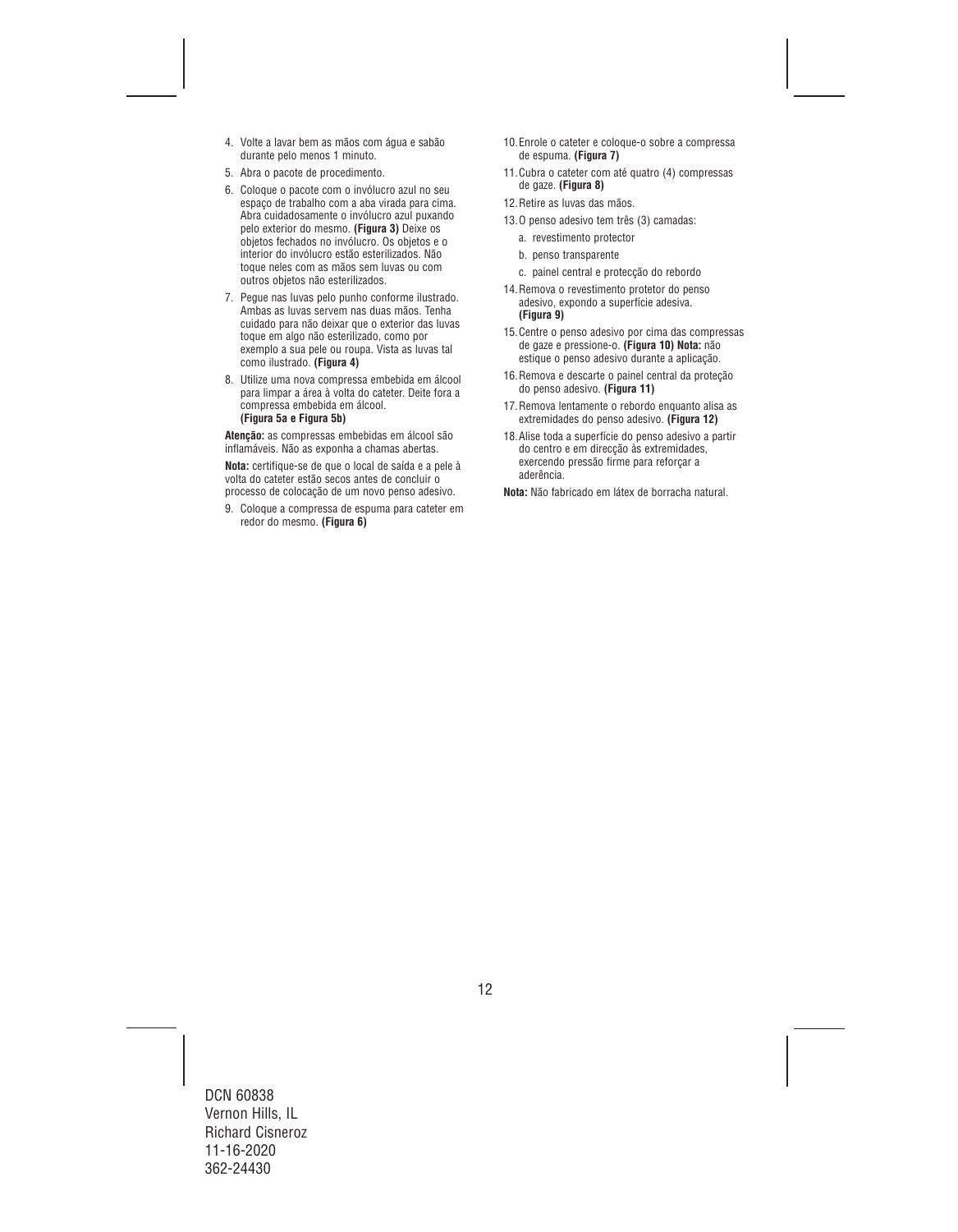4. Volte a lavar bem as mãos com água e sabão durante pelo menos 1 minuto.
5. Abra o pacote de procedimento.
6. Coloque o pacote com o invólucro azul no seu espaço de trabalho com a aba virada para cima. Abra cuidadosamente o invólucro azul puxando pelo exterior do mesmo. **(Figura 3)** Deixe os objetos fechados no invólucro. Os objetos e o interior do invólucro estão esterilizados. Não toque neles com as mãos sem luvas ou com outros objetos não esterilizados.
7. Pegue nas luvas pelo punho conforme ilustrado. Ambas as luvas servem nas duas mãos. Tenha cuidado para não deixar que o exterior das luvas toque em algo não esterilizado, como por exemplo a sua pele ou roupa. Vista as luvas tal como ilustrado. **(Figura 4)**
8. Utilize uma nova compressa embebida em álcool para limpar a área à volta do cateter. Deite fora a compressa embebida em álcool. **(Figura 5a e Figura 5b)**

**Atenção:** as compressas embebidas em álcool são inflamáveis. Não as exponha a chamas abertas.

**Nota:** certifique-se de que o local de saída e a pele à volta do cateter estão secos antes de concluir o processo de colocação de um novo penso adesivo.

9. Coloque a compressa de espuma para cateter em redor do mesmo. **(Figura 6)**
10. Enrole o cateter e coloque-o sobre a compressa de espuma. **(Figura 7)**
11. Cubra o cateter com até quatro (4) compressas de gaze. **(Figura 8)**
12. Retire as luvas das mãos.
13. O penso adesivo tem três (3) camadas:
    a. revestimento protector
    b. penso transparente
    c. painel central e protecção do rebordo
14. Remova o revestimento protetor do penso adesivo, expondo a superfície adesiva. **(Figura 9)**
15. Centre o penso adesivo por cima das compressas de gaze e pressione-o. **(Figura 10) Nota:** não estique o penso adesivo durante a aplicação.
16. Remova e descarte o painel central da proteção do penso adesivo. **(Figura 11)**
17. Remova lentamente o rebordo enquanto alisa as extremidades do penso adesivo. **(Figura 12)**
18. Alise toda a superfície do penso adesivo a partir do centro e em direcção às extremidades, exercendo pressão firme para reforçar a aderência.

**Nota:** Não fabricado em látex de borracha natural.

DCN 60838
Vernon Hills, IL
Richard Cisneroz
11-16-2020
362-24430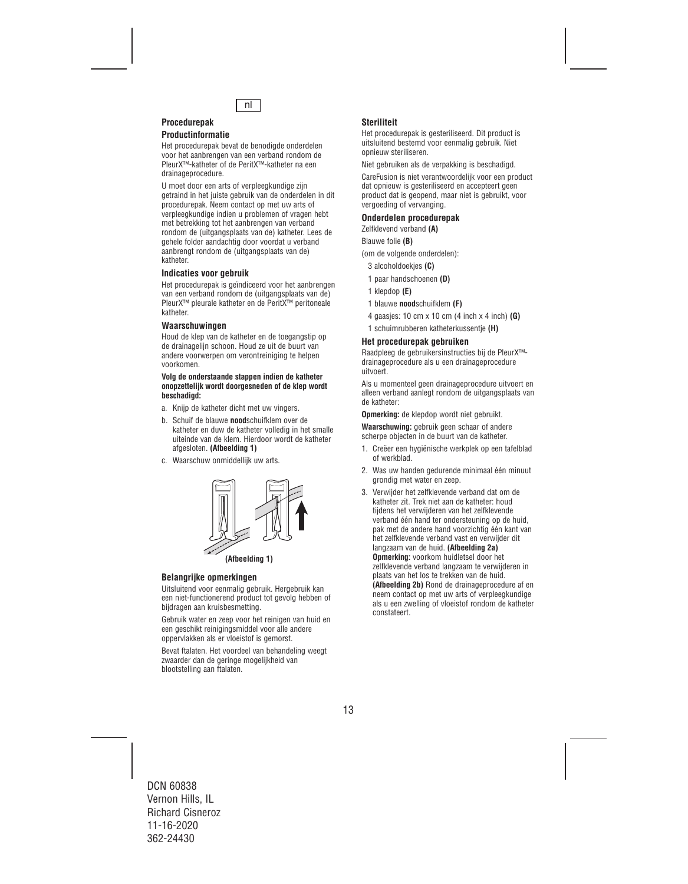nl

## Procedurepak

### Productinformatie

Het procedurepak bevat de benodigde onderdelen voor het aanbrengen van een verband rondom de PleurX™-katheter of de PeritX™-katheter na een drainageprocedure.

U moet door een arts of verpleegkundige zijn getraind in het juiste gebruik van de onderdelen in dit procedurepak. Neem contact op met uw arts of verpleegkundige indien u problemen of vragen hebt met betrekking tot het aanbrengen van verband rondom de (uitgangsplaats van de) katheter. Lees de gehele folder aandachtig door voordat u verband aanbrengt rondom de (uitgangsplaats van de) katheter.

### Indicaties voor gebruik

Het procedurepak is geïndiceerd voor het aanbrengen van een verband rondom de (uitgangsplaats van de) PleurX™ pleurale katheter en de PeritX™ peritoneale katheter.

### Waarschuwingen

Houd de klep van de katheter en de toegangstip op de drainagelijn schoon. Houd ze uit de buurt van andere voorwerpen om verontreiniging te helpen voorkomen.

**Volg de onderstaande stappen indien de katheter onopzettelijk wordt doorgesneden of de klep wordt beschadigd:**

a. Knijp de katheter dicht met uw vingers.

b. Schuif de blauwe **nood**schuifklem over de katheter en duw de katheter volledig in het smalle uiteinde van de klem. Hierdoor wordt de katheter afgesloten. **(Afbeelding 1)**

c. Waarschuw onmiddellijk uw arts.

**(Afbeelding 1)**

### Belangrijke opmerkingen

Uitsluitend voor eenmalig gebruik. Hergebruik kan een niet-functionerend product tot gevolg hebben of bijdragen aan kruisbesmetting.

Gebruik water en zeep voor het reinigen van huid en een geschikt reinigingsmiddel voor alle andere oppervlakken als er vloeistof is gemorst.

Bevat ftalaten. Het voordeel van behandeling weegt zwaarder dan de geringe mogelijkheid van blootstelling aan ftalaten.

### Steriliteit

Het procedurepak is gesteriliseerd. Dit product is uitsluitend bestemd voor eenmalig gebruik. Niet opnieuw steriliseren.

Niet gebruiken als de verpakking is beschadigd.

CareFusion is niet verantwoordelijk voor een product dat opnieuw is gesteriliseerd en accepteert geen product dat is geopend, maar niet is gebruikt, voor vergoeding of vervanging.

### Onderdelen procedurepak

Zelfklevend verband **(A)**

Blauwe folie **(B)**

(om de volgende onderdelen):

- 3 alcoholdoekjes **(C)**
- 1 paar handschoenen **(D)**
- 1 klepdop **(E)**
- 1 blauwe **nood**schuifklem **(F)**
- 4 gaasjes: 10 cm x 10 cm (4 inch x 4 inch) **(G)**
- 1 schuimrubberen katheterkussentje **(H)**

### Het procedurepak gebruiken

Raadpleeg de gebruikersinstructies bij de PleurX™-drainageprocedure als u een drainageprocedure uitvoert.

Als u momenteel geen drainageprocedure uitvoert en alleen verband aanlegt rondom de uitgangsplaats van de katheter:

**Opmerking:** de klepdop wordt niet gebruikt.

**Waarschuwing:** gebruik geen schaar of andere scherpe objecten in de buurt van de katheter.

1. Creëer een hygiënische werkplek op een tafelblad of werkblad.
2. Was uw handen gedurende minimaal één minuut grondig met water en zeep.
3. Verwijder het zelfklevende verband dat om de katheter zit. Trek niet aan de katheter: houd tijdens het verwijderen van het zelfklevende verband één hand ter ondersteuning op de huid, pak met de andere hand voorzichtig één kant van het zelfklevende verband vast en verwijder dit langzaam van de huid. **(Afbeelding 2a)**
   **Opmerking:** voorkom huidletsel door het zelfklevende verband langzaam te verwijderen in plaats van het los te trekken van de huid. **(Afbeelding 2b)** Rond de drainageprocedure af en neem contact op met uw arts of verpleegkundige als u een zwelling of vloeistof rondom de katheter constateert.

DCN 60838
Vernon Hills, IL
Richard Cisneroz
11-16-2020
362-24430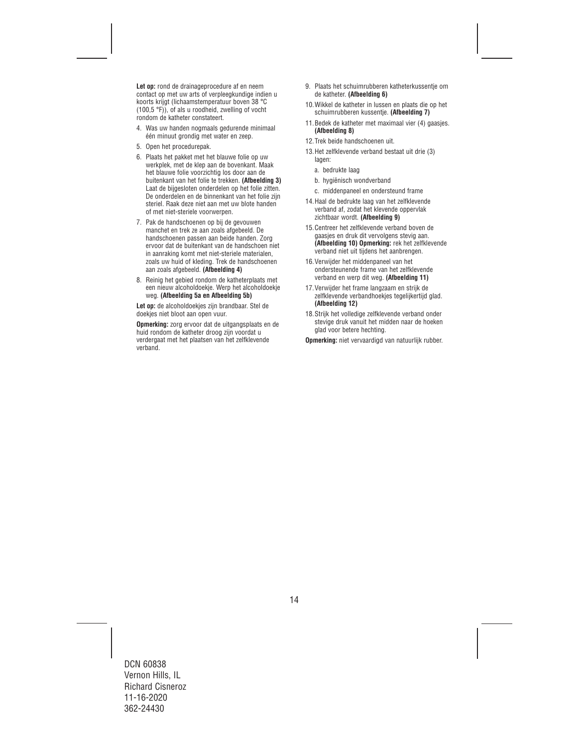**Let op:** rond de drainageprocedure af en neem contact op met uw arts of verpleegkundige indien u koorts krijgt (lichaamstemperatuur boven 38 °C (100,5 °F)), of als u roodheid, zwelling of vocht rondom de katheter constateert.

4. Was uw handen nogmaals gedurende minimaal één minuut grondig met water en zeep.
5. Open het procedurepak.
6. Plaats het pakket met het blauwe folie op uw werkplek, met de klep aan de bovenkant. Maak het blauwe folie voorzichtig los door aan de buitenkant van het folie te trekken. **(Afbeelding 3)** Laat de bijgesloten onderdelen op het folie zitten. De onderdelen en de binnenkant van het folie zijn steriel. Raak deze niet aan met uw blote handen of met niet-steriele voorwerpen.
7. Pak de handschoenen op bij de gevouwen manchet en trek ze aan zoals afgebeeld. De handschoenen passen aan beide handen. Zorg ervoor dat de buitenkant van de handschoen niet in aanraking komt met niet-steriele materialen, zoals uw huid of kleding. Trek de handschoenen aan zoals afgebeeld. **(Afbeelding 4)**
8. Reinig het gebied rondom de katheterplaats met een nieuw alcoholdoekje. Werp het alcoholdoekje weg. **(Afbeelding 5a en Afbeelding 5b)**

**Let op:** de alcoholdoekjes zijn brandbaar. Stel de doekjes niet bloot aan open vuur.

**Opmerking:** zorg ervoor dat de uitgangsplaats en de huid rondom de katheter droog zijn voordat u verdergaat met het plaatsen van het zelfklevende verband.

9. Plaats het schuimrubberen katheterkussentje om de katheter. **(Afbeelding 6)**
10. Wikkel de katheter in lussen en plaats die op het schuimrubberen kussentje. **(Afbeelding 7)**
11. Bedek de katheter met maximaal vier (4) gaasjes. **(Afbeelding 8)**
12. Trek beide handschoenen uit.
13. Het zelfklevende verband bestaat uit drie (3) lagen:
    a. bedrukte laag
    b. hygiënisch wondverband
    c. middenpaneel en ondersteund frame
14. Haal de bedrukte laag van het zelfklevende verband af, zodat het klevende oppervlak zichtbaar wordt. **(Afbeelding 9)**
15. Centreer het zelfklevende verband boven de gaasjes en druk dit vervolgens stevig aan. **(Afbeelding 10) Opmerking:** rek het zelfklevende verband niet uit tijdens het aanbrengen.
16. Verwijder het middenpaneel van het ondersteunende frame van het zelfklevende verband en werp dit weg. **(Afbeelding 11)**
17. Verwijder het frame langzaam en strijk de zelfklevende verbandhoekjes tegelijkertijd glad. **(Afbeelding 12)**
18. Strijk het volledige zelfklevende verband onder stevige druk vanuit het midden naar de hoeken glad voor betere hechting.

**Opmerking:** niet vervaardigd van natuurlijk rubber.

DCN 60838
Vernon Hills, IL
Richard Cisneroz
11-16-2020
362-24430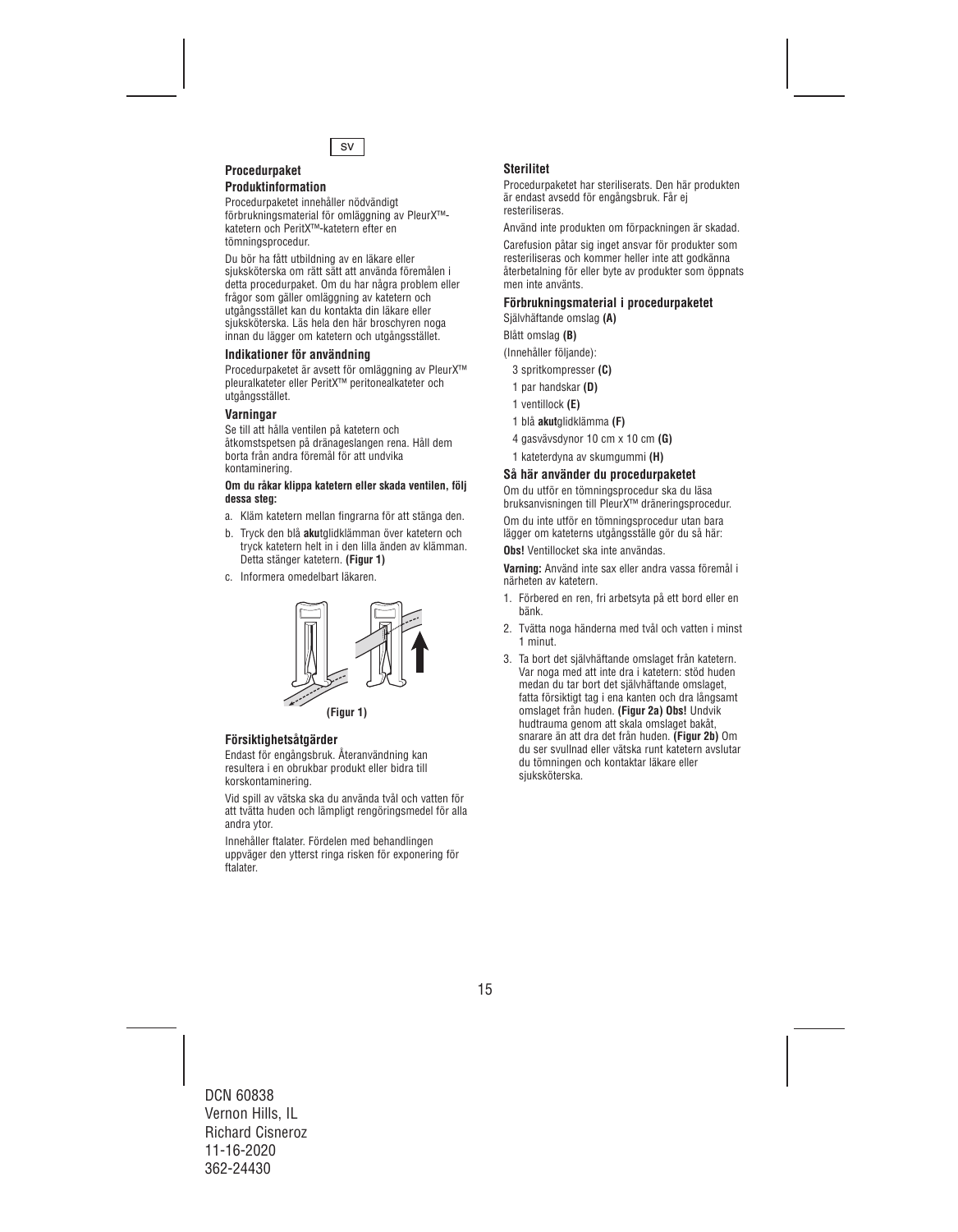SV

## Procedurpaket

### Produktinformation

Procedurpaketet innehåller nödvändigt förbrukningsmaterial för omläggning av PleurX™-katetern och PeritX™-katetern efter en tömningsprocedur.

Du bör ha fått utbildning av en läkare eller sjuksköterska om rätt sätt att använda föremålen i detta procedurpaket. Om du har några problem eller frågor som gäller omläggning av katetern och utgångsstället kan du kontakta din läkare eller sjuksköterska. Läs hela den här broschyren noga innan du lägger om katetern och utgångsstället.

### Indikationer för användning

Procedurpaketet är avsett för omläggning av PleurX™ pleuralkateter eller PeritX™ peritonealkateter och utgångsstället.

### Varningar

Se till att hålla ventilen på katetern och åtkomstspetsen på dränageslangen rena. Håll dem borta från andra föremål för att undvika kontaminering.

**Om du råkar klippa katetern eller skada ventilen, följ dessa steg:**

a. Kläm katetern mellan fingrarna för att stänga den.

b. Tryck den blå **aku**tglidklämman över katetern och tryck katetern helt in i den lilla änden av klämman. Detta stänger katetern. **(Figur 1)**

c. Informera omedelbart läkaren.

**(Figur 1)**

### Försiktighetsåtgärder

Endast för engångsbruk. Återanvändning kan resultera i en obrukbar produkt eller bidra till korskontaminering.

Vid spill av vätska ska du använda tvål och vatten för att tvätta huden och lämpligt rengöringsmedel för alla andra ytor.

Innehåller ftalater. Fördelen med behandlingen uppväger den ytterst ringa risken för exponering för ftalater.

### Sterilitet

Procedurpaketet har steriliserats. Den här produkten är endast avsedd för engångsbruk. Får ej resteriliseras.

Använd inte produkten om förpackningen är skadad.

Carefusion påtar sig inget ansvar för produkter som resteriliseras och kommer heller inte att godkänna återbetalning för eller byte av produkter som öppnats men inte använts.

### Förbrukningsmaterial i procedurpaketet

Självhäftande omslag **(A)**

Blått omslag **(B)**

(Innehåller följande):

- 3 spritkompresser **(C)**
- 1 par handskar **(D)**
- 1 ventillock **(E)**
- 1 blå **akut**glidklämma **(F)**
- 4 gasvävsdynor 10 cm x 10 cm **(G)**
- 1 kateterdyna av skumgummi **(H)**

### Så här använder du procedurpaketet

Om du utför en tömningsprocedur ska du läsa bruksanvisningen till PleurX™ dräneringsprocedur.

Om du inte utför en tömningsprocedur utan bara lägger om kateterns utgångsställe gör du så här:

**Obs!** Ventillocket ska inte användas.

**Varning:** Använd inte sax eller andra vassa föremål i närheten av katetern.

1. Förbered en ren, fri arbetsyta på ett bord eller en bänk.
2. Tvätta noga händerna med tvål och vatten i minst 1 minut.
3. Ta bort det självhäftande omslaget från katetern. Var noga med att inte dra i katetern: stöd huden medan du tar bort det självhäftande omslaget, fatta försiktigt tag i ena kanten och dra långsamt omslaget från huden. **(Figur 2a) Obs!** Undvik hudtrauma genom att skala omslaget bakåt, snarare än att dra det från huden. **(Figur 2b)** Om du ser svullnad eller vätska runt katetern avslutar du tömningen och kontaktar läkare eller sjuksköterska.

DCN 60838
Vernon Hills, IL
Richard Cisneroz
11-16-2020
362-24430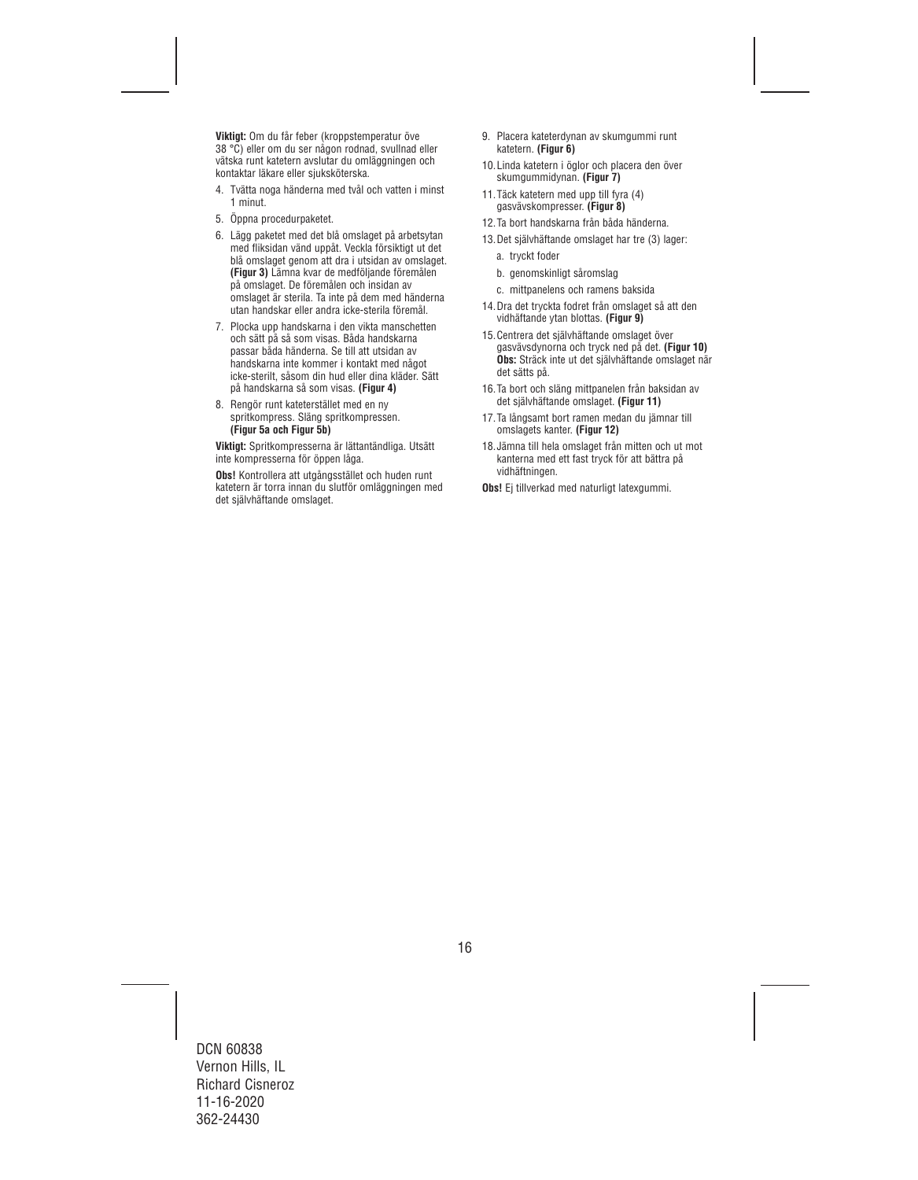**Viktigt:** Om du får feber (kroppstemperatur öve 38 °C) eller om du ser någon rodnad, svullnad eller vätska runt katetern avslutar du omläggningen och kontaktar läkare eller sjuksköterska.

4. Tvätta noga händerna med tvål och vatten i minst 1 minut.
5. Öppna procedurpaketet.
6. Lägg paketet med det blå omslaget på arbetsytan med fliksidan vänd uppåt. Veckla försiktigt ut det blå omslaget genom att dra i utsidan av omslaget. **(Figur 3)** Lämna kvar de medföljande föremålen på omslaget. De föremålen och insidan av omslaget är sterila. Ta inte på dem med händerna utan handskar eller andra icke-sterila föremål.
7. Plocka upp handskarna i den vikta manschetten och sätt på så som visas. Båda handskarna passar båda händerna. Se till att utsidan av handskarna inte kommer i kontakt med något icke-sterilt, såsom din hud eller dina kläder. Sätt på handskarna så som visas. **(Figur 4)**
8. Rengör runt kateterstället med en ny spritkompress. Släng spritkompressen. **(Figur 5a och Figur 5b)**

**Viktigt:** Spritkompresserna är lättantändliga. Utsätt inte kompresserna för öppen låga.

**Obs!** Kontrollera att utgångsstället och huden runt katetern är torra innan du slutför omläggningen med det självhäftande omslaget.

9. Placera kateterdynan av skumgummi runt katetern. **(Figur 6)**
10. Linda katetern i öglor och placera den över skumgummidynan. **(Figur 7)**
11. Täck katetern med upp till fyra (4) gasvävskompresser. **(Figur 8)**
12. Ta bort handskarna från båda händerna.
13. Det självhäftande omslaget har tre (3) lager:
    a. tryckt foder
    b. genomskinligt såromslag
    c. mittpanelens och ramens baksida
14. Dra det tryckta fodret från omslaget så att den vidhäftande ytan blottas. **(Figur 9)**
15. Centrera det självhäftande omslaget över gasvävsdynorna och tryck ned på det. **(Figur 10)** **Obs:** Sträck inte ut det självhäftande omslaget när det sätts på.
16. Ta bort och släng mittpanelen från baksidan av det självhäftande omslaget. **(Figur 11)**
17. Ta långsamt bort ramen medan du jämnar till omslagets kanter. **(Figur 12)**
18. Jämna till hela omslaget från mitten och ut mot kanterna med ett fast tryck för att bättra på vidhäftningen.

**Obs!** Ej tillverkad med naturligt latexgummi.

DCN 60838
Vernon Hills, IL
Richard Cisneroz
11-16-2020
362-24430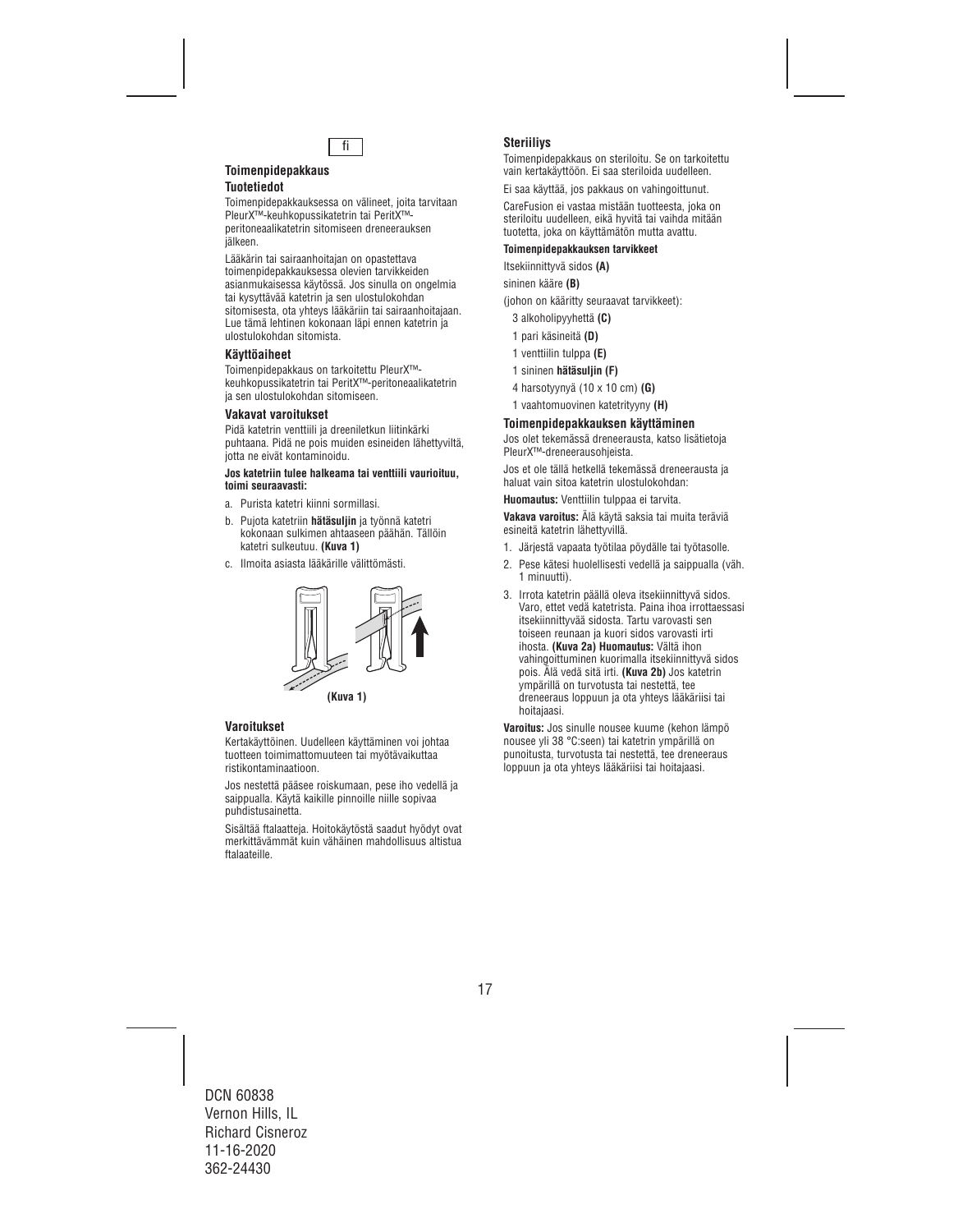fi

### Toimenpidepakkaus

#### Tuotetiedot

Toimenpidepakkauksessa on välineet, joita tarvitaan PleurX™-keuhkopussikatetrin tai PeritX™-peritoneaalikatetrin sitomiseen dreneerauksen jälkeen.

Lääkärin tai sairaanhoitajan on opastettava toimenpidepakkauksessa olevien tarvikkeiden asianmukaisessa käytössä. Jos sinulla on ongelmia tai kysyttävää katetrin ja sen ulostulokohdan sitomisesta, ota yhteys lääkäriin tai sairaanhoitajaan. Lue tämä lehtinen kokonaan läpi ennen katetrin ja ulostulokohdan sitomista.

#### Käyttöaiheet

Toimenpidepakkaus on tarkoitettu PleurX™-keuhkopussikatetrin tai PeritX™-peritoneaalikatetrin ja sen ulostulokohdan sitomiseen.

#### Vakavat varoitukset

Pidä katetrin venttiili ja dreeniletkun liitinkärki puhtaana. Pidä ne pois muiden esineiden lähettyviltä, jotta ne eivät kontaminoidu.

**Jos katetriin tulee halkeama tai venttiili vaurioituu, toimi seuraavasti:**

a. Purista katetri kiinni sormillasi.

b. Pujota katetriin **hätäsuljin** ja työnnä katetri kokonaan sulkimen ahtaaseen päähän. Tällöin katetri sulkeutuu. **(Kuva 1)**

c. Ilmoita asiasta lääkärille välittömästi.

**(Kuva 1)**

#### Varoitukset

Kertakäyttöinen. Uudelleen käyttäminen voi johtaa tuotteen toimimattomuuteen tai myötävaikuttaa ristikontaminaatioon.

Jos nestettä pääsee roiskumaan, pese iho vedellä ja saippualla. Käytä kaikille pinnoille niille sopivaa puhdistusainetta.

Sisältää ftalaatteja. Hoitokäytöstä saadut hyödyt ovat merkittävämmät kuin vähäinen mahdollisuus altistua ftalaateille.

#### Steriiliys

Toimenpidepakkaus on steriloitu. Se on tarkoitettu vain kertakäyttöön. Ei saa steriloida uudelleen.

Ei saa käyttää, jos pakkaus on vahingoittunut.

CareFusion ei vastaa mistään tuotteesta, joka on steriloitu uudelleen, eikä hyvitä tai vaihda mitään tuotetta, joka on käyttämätön mutta avattu.

**Toimenpidepakkauksen tarvikkeet**

Itsekiinnittyvä sidos **(A)**

sininen kääre **(B)**

(johon on kääritty seuraavat tarvikkeet):

3 alkoholipyyhettä **(C)**

1 pari käsineitä **(D)**

1 venttiilin tulppa **(E)**

1 sininen **hätäsuljin (F)**

4 harsotyynyä (10 x 10 cm) **(G)**

1 vaahtomuovinen katetrityyny **(H)**

#### Toimenpidepakkauksen käyttäminen

Jos olet tekemässä dreneerausta, katso lisätietoja PleurX™-dreneerausohjeista.

Jos et ole tällä hetkellä tekemässä dreneerausta ja haluat vain sitoa katetrin ulostulokohdan:

**Huomautus:** Venttiilin tulppaa ei tarvita.

**Vakava varoitus:** Älä käytä saksia tai muita teräviä esineitä katetrin lähettyvillä.

1. Järjestä vapaata työtilaa pöydälle tai työtasolle.
2. Pese kätesi huolellisesti vedellä ja saippualla (väh. 1 minuutti).
3. Irrota katetrin päällä oleva itsekiinnittyvä sidos. Varo, ettet vedä katetrista. Paina ihoa irrottaessasi itsekiinnittyvää sidosta. Tartu varovasti sen toiseen reunaan ja kuori sidos varovasti irti ihosta. **(Kuva 2a) Huomautus:** Vältä ihon vahingoittuminen kuorimalla itsekiinnittyvä sidos pois. Älä vedä sitä irti. **(Kuva 2b)** Jos katetrin ympärillä on turvotusta tai nestettä, tee dreneeraus loppuun ja ota yhteys lääkäriisi tai hoitajaasi.

**Varoitus:** Jos sinulle nousee kuume (kehon lämpö nousee yli 38 °C:seen) tai katetrin ympärillä on punoitusta, turvotusta tai nestettä, tee dreneeraus loppuun ja ota yhteys lääkäriisi tai hoitajaasi.

DCN 60838
Vernon Hills, IL
Richard Cisneroz
11-16-2020
362-24430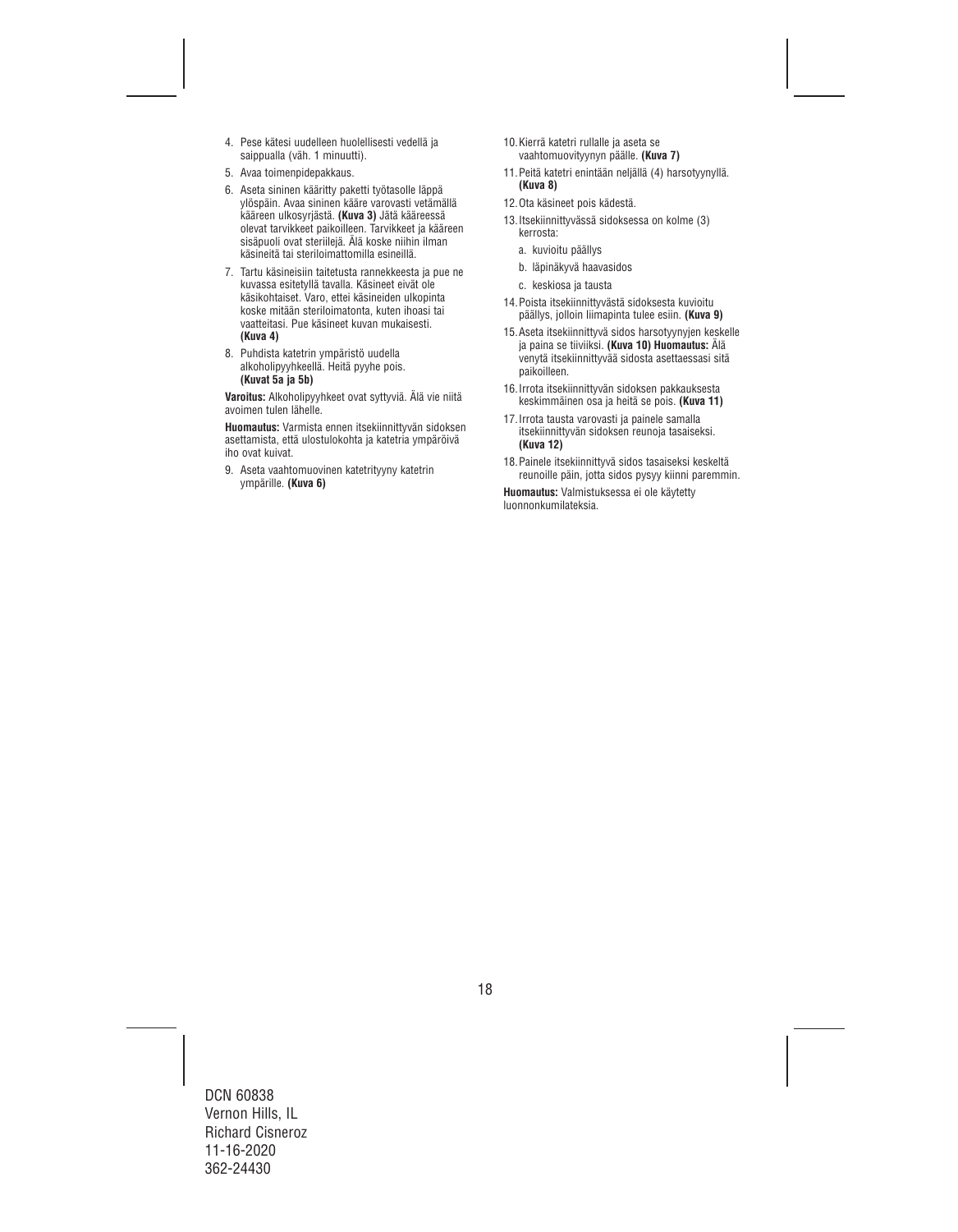4. Pese kätesi uudelleen huolellisesti vedellä ja saippualla (väh. 1 minuutti).
5. Avaa toimenpidepakkaus.
6. Aseta sininen kääritty paketti työtasolle läppä ylöspäin. Avaa sininen kääre varovasti vetämällä kääreen ulkosyrjästä. **(Kuva 3)** Jätä kääreessä olevat tarvikkeet paikoilleen. Tarvikkeet ja kääreen sisäpuoli ovat steriilejä. Älä koske niihin ilman käsineitä tai steriloimattomilla esineillä.
7. Tartu käsineisiin taitetusta rannekkeesta ja pue ne kuvassa esitetyllä tavalla. Käsineet eivät ole käsikohtaiset. Varo, ettei käsineiden ulkopinta koske mitään steriloimatonta, kuten ihoasi tai vaatteitasi. Pue käsineet kuvan mukaisesti. **(Kuva 4)**
8. Puhdista katetrin ympäristö uudella alkoholipyyhkeellä. Heitä pyyhe pois. **(Kuvat 5a ja 5b)**

**Varoitus:** Alkoholipyyhkeet ovat syttyviä. Älä vie niitä avoimen tulen lähelle.

**Huomautus:** Varmista ennen itsekiinnittyvän sidoksen asettamista, että ulostulokohta ja katetria ympäröivä iho ovat kuivat.

9. Aseta vaahtomuovinen katetrityyny katetrin ympärille. **(Kuva 6)**
10. Kierrä katetri rullalle ja aseta se vaahtomuovityynyn päälle. **(Kuva 7)**
11. Peitä katetri enintään neljällä (4) harsotyynyllä. **(Kuva 8)**
12. Ota käsineet pois kädestä.
13. Itsekiinnittyvässä sidoksessa on kolme (3) kerrosta:
    a. kuvioitu päällys
    b. läpinäkyvä haavasidos
    c. keskiosa ja tausta
14. Poista itsekiinnittyvästä sidoksesta kuvioitu päällys, jolloin liimapinta tulee esiin. **(Kuva 9)**
15. Aseta itsekiinnittyvä sidos harsotyynyjen keskelle ja paina se tiiviiksi. **(Kuva 10) Huomautus:** Älä venytä itsekiinnittyvää sidosta asettaessasi sitä paikoilleen.
16. Irrota itsekiinnittyvän sidoksen pakkauksesta keskimmäinen osa ja heitä se pois. **(Kuva 11)**
17. Irrota tausta varovasti ja painele samalla itsekiinnittyvän sidoksen reunoja tasaiseksi. **(Kuva 12)**
18. Painele itsekiinnittyvä sidos tasaiseksi keskeltä reunoille päin, jotta sidos pysyy kiinni paremmin.

**Huomautus:** Valmistuksessa ei ole käytetty luonnonkumilateksia.

DCN 60838
Vernon Hills, IL
Richard Cisneroz
11-16-2020
362-24430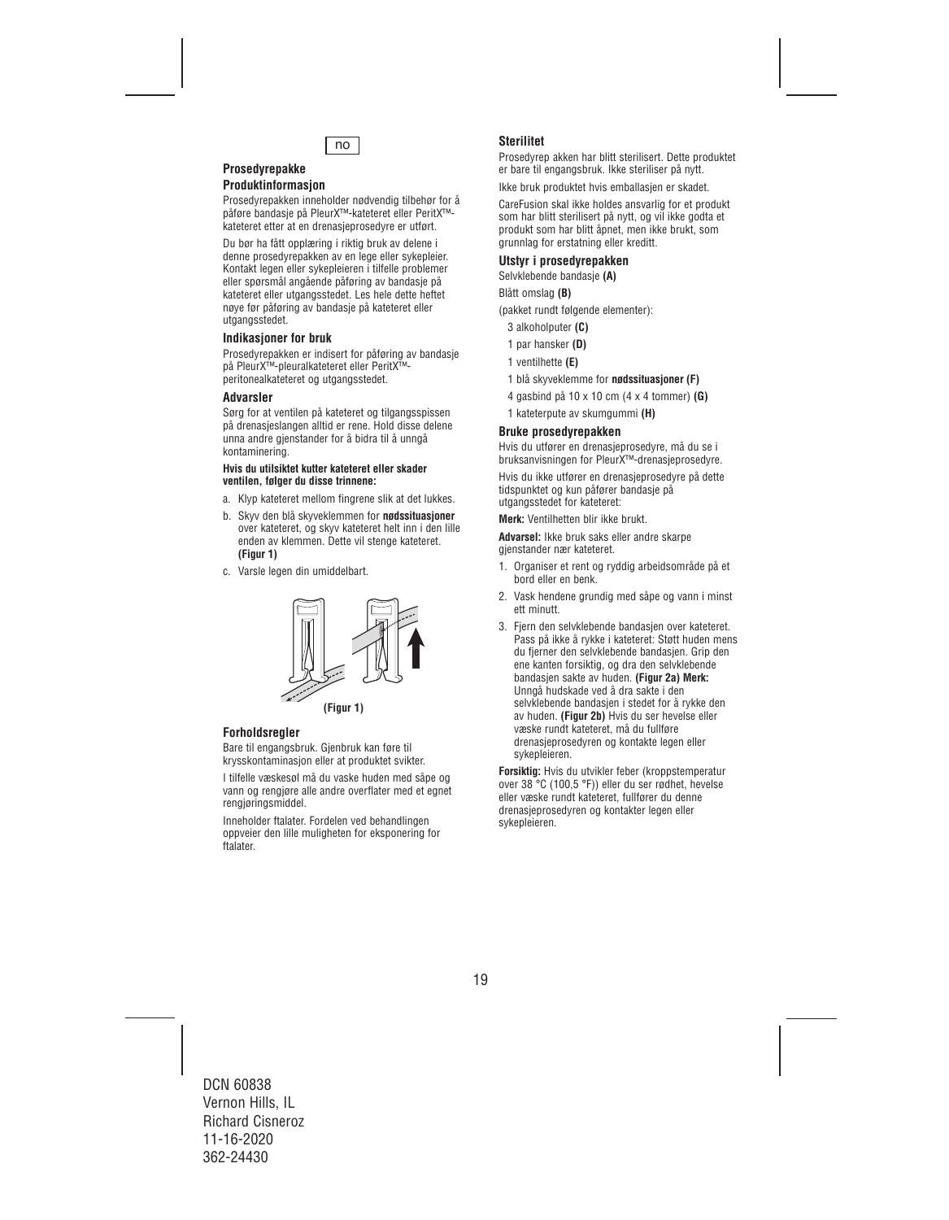no

### Prosedyrepakke

#### Produktinformasjon

Prosedyrepakken inneholder nødvendig tilbehør for å påføre bandasje på PleurX™-kateteret eller PeritX™-kateteret etter at en drenasjeprosedyre er utført.

Du bør ha fått opplæring i riktig bruk av delene i denne prosedyrepakken av en lege eller sykepleier. Kontakt legen eller sykepleieren i tilfelle problemer eller spørsmål angående påføring av bandasje på kateteret eller utgangsstedet. Les hele dette heftet nøye før påføring av bandasje på kateteret eller utgangsstedet.

#### Indikasjoner for bruk

Prosedyrepakken er indisert for påføring av bandasje på PleurX™-pleuralkateteret eller PeritX™-peritonealkateteret og utgangsstedet.

#### Advarsler

Sørg for at ventilen på kateteret og tilgangsspissen på drenasjeslangen alltid er rene. Hold disse delene unna andre gjenstander for å bidra til å unngå kontaminering.

**Hvis du utilsiktet kutter kateteret eller skader ventilen, følger du disse trinnene:**

a. Klyp kateteret mellom fingrene slik at det lukkes.

b. Skyv den blå skyveklemmen for **nødssituasjoner** over kateteret, og skyv kateteret helt inn i den lille enden av klemmen. Dette vil stenge kateteret. **(Figur 1)**

c. Varsle legen din umiddelbart.

**(Figur 1)**

#### Forholdsregler

Bare til engangsbruk. Gjenbruk kan føre til krysskontaminasjon eller at produktet svikter.

I tilfelle væskesøl må du vaske huden med såpe og vann og rengjøre alle andre overflater med et egnet rengjøringsmiddel.

Inneholder ftalater. Fordelen ved behandlingen oppveier den lille muligheten for eksponering for ftalater.

#### Sterilitet

Prosedyrep akken har blitt sterilisert. Dette produktet er bare til engangsbruk. Ikke steriliser på nytt.

Ikke bruk produktet hvis emballasjen er skadet.

CareFusion skal ikke holdes ansvarlig for et produkt som har blitt sterilisert på nytt, og vil ikke godta et produkt som har blitt åpnet, men ikke brukt, som grunnlag for erstatning eller kreditt.

#### Utstyr i prosedyrepakken

Selvklebende bandasje **(A)**

Blått omslag **(B)**

(pakket rundt følgende elementer):

- 3 alkoholputer **(C)**
- 1 par hansker **(D)**
- 1 ventilhette **(E)**
- 1 blå skyveklemme for **nødssituasjoner (F)**
- 4 gasbind på 10 x 10 cm (4 x 4 tommer) **(G)**
- 1 kateterpute av skumgummi **(H)**

#### Bruke prosedyrepakken

Hvis du utfører en drenasjeprosedyre, må du se i bruksanvisningen for PleurX™-drenasjeprosedyre.

Hvis du ikke utfører en drenasjeprosedyre på dette tidspunktet og kun påfører bandasje på utgangsstedet for kateteret:

**Merk:** Ventilhetten blir ikke brukt.

**Advarsel:** Ikke bruk saks eller andre skarpe gjenstander nær kateteret.

1. Organiser et rent og ryddig arbeidsområde på et bord eller en benk.
2. Vask hendene grundig med såpe og vann i minst ett minutt.
3. Fjern den selvklebende bandasjen over kateteret. Pass på ikke å rykke i kateteret: Støtt huden mens du fjerner den selvklebende bandasjen. Grip den ene kanten forsiktig, og dra den selvklebende bandasjen sakte av huden. **(Figur 2a) Merk:** Unngå hudskade ved å dra sakte i den selvklebende bandasjen i stedet for å rykke den av huden. **(Figur 2b)** Hvis du ser hevelse eller væske rundt kateteret, må du fullføre drenasjeprosedyren og kontakte legen eller sykepleieren.

**Forsiktig:** Hvis du utvikler feber (kroppstemperatur over 38 °C (100,5 °F)) eller du ser rødhet, hevelse eller væske rundt kateteret, fullfører du denne drenasjeprosedyren og kontakter legen eller sykepleieren.

DCN 60838
Vernon Hills, IL
Richard Cisneroz
11-16-2020
362-24430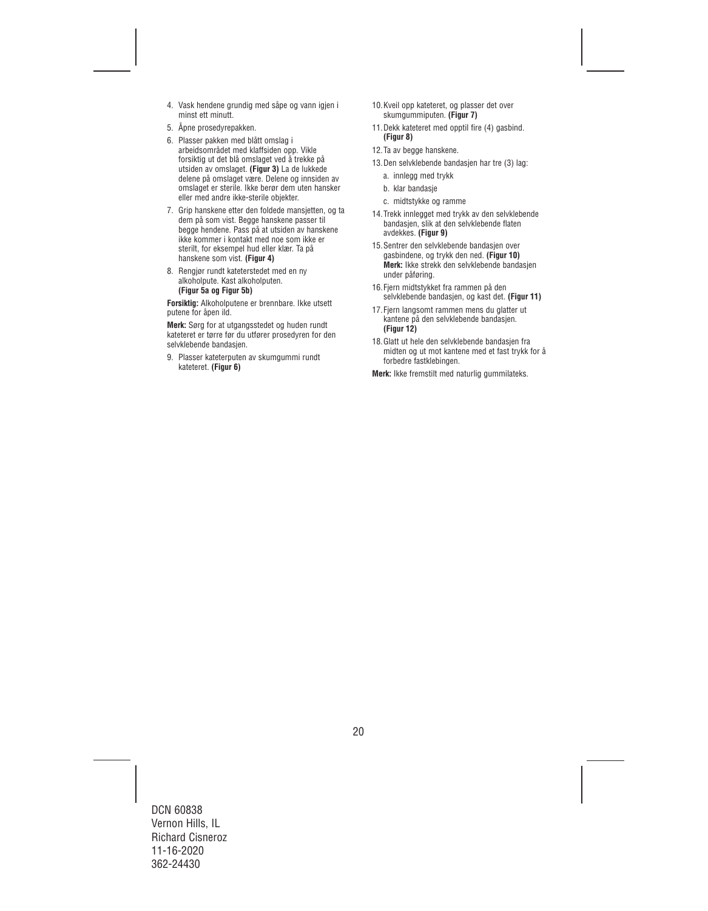4. Vask hendene grundig med såpe og vann igjen i minst ett minutt.
5. Åpne prosedyrepakken.
6. Plasser pakken med blått omslag i arbeidsområdet med klaffsiden opp. Vikle forsiktig ut det blå omslaget ved å trekke på utsiden av omslaget. **(Figur 3)** La de lukkede delene på omslaget være. Delene og innsiden av omslaget er sterile. Ikke berør dem uten hansker eller med andre ikke-sterile objekter.
7. Grip hanskene etter den foldede mansjetten, og ta dem på som vist. Begge hanskene passer til begge hendene. Pass på at utsiden av hanskene ikke kommer i kontakt med noe som ikke er sterilt, for eksempel hud eller klær. Ta på hanskene som vist. **(Figur 4)**
8. Rengjør rundt kateterstedet med en ny alkoholpute. Kast alkoholputen. **(Figur 5a og Figur 5b)**

**Forsiktig:** Alkoholputene er brennbare. Ikke utsett putene for åpen ild.

**Merk:** Sørg for at utgangsstedet og huden rundt kateteret er tørre før du utfører prosedyren for den selvklebende bandasjen.

9. Plasser kateterputen av skumgummi rundt kateteret. **(Figur 6)**
10. Kveil opp kateteret, og plasser det over skumgummiputen. **(Figur 7)**
11. Dekk kateteret med opptil fire (4) gasbind. **(Figur 8)**
12. Ta av begge hanskene.
13. Den selvklebende bandasjen har tre (3) lag:
    a. innlegg med trykk
    b. klar bandasje
    c. midtstykke og ramme
14. Trekk innlegget med trykk av den selvklebende bandasjen, slik at den selvklebende flaten avdekkes. **(Figur 9)**
15. Sentrer den selvklebende bandasjen over gasbindene, og trykk den ned. **(Figur 10)**
    **Merk:** Ikke strekk den selvklebende bandasjen under påføring.
16. Fjern midtstykket fra rammen på den selvklebende bandasjen, og kast det. **(Figur 11)**
17. Fjern langsomt rammen mens du glatter ut kantene på den selvklebende bandasjen. **(Figur 12)**
18. Glatt ut hele den selvklebende bandasjen fra midten og ut mot kantene med et fast trykk for å forbedre fastklebingen.

**Merk:** Ikke fremstilt med naturlig gummilateks.

DCN 60838
Vernon Hills, IL
Richard Cisneroz
11-16-2020
362-24430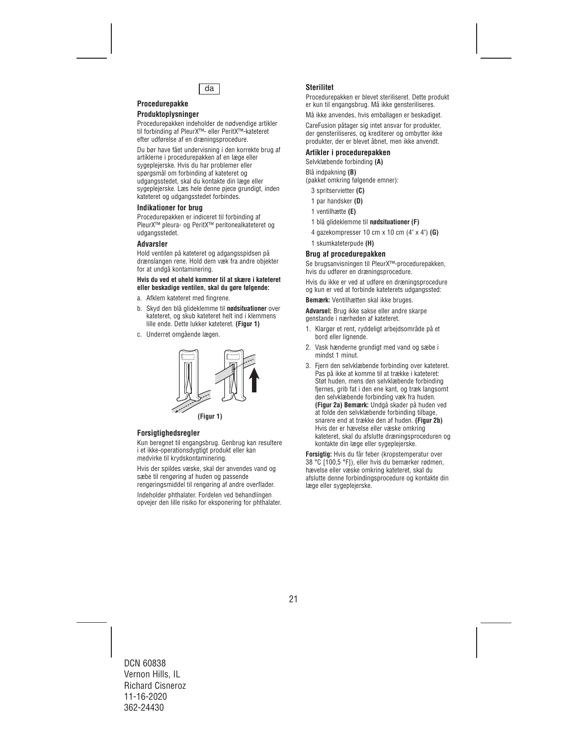da

## Procedurepakke

### Produktoplysninger

Procedurepakken indeholder de nødvendige artikler til forbinding af PleurX™- eller PeritX™-kateteret efter udførelse af en dræningsprocedure.

Du bør have fået undervisning i den korrekte brug af artiklerne i procedurepakken af en læge eller sygeplejerske. Hvis du har problemer eller spørgsmål om forbinding af kateteret og udgangsstedet, skal du kontakte din læge eller sygeplejerske. Læs hele denne pjece grundigt, inden kateteret og udgangsstedet forbindes.

### Indikationer for brug

Procedurepakken er indiceret til forbinding af PleurX™ pleura- og PeritX™ peritonealkateteret og udgangsstedet.

### Advarsler

Hold ventilen på kateteret og adgangsspidsen på drænslangen rene. Hold dem væk fra andre objekter for at undgå kontaminering.

**Hvis du ved et uheld kommer til at skære i kateteret eller beskadige ventilen, skal du gøre følgende:**

a. Afklem kateteret med fingrene.

b. Skyd den blå glideklemme til **nødsituationer** over kateteret, og skub kateteret helt ind i klemmens lille ende. Dette lukker kateteret. **(Figur 1)**

c. Underret omgående lægen.

**(Figur 1)**

### Forsigtighedsregler

Kun beregnet til engangsbrug. Genbrug kan resultere i et ikke-operationsdygtigt produkt eller kan medvirke til krydskontaminering.

Hvis der spildes væske, skal der anvendes vand og sæbe til rengøring af huden og passende rengøringsmiddel til rengøring af andre overflader.

Indeholder phthalater. Fordelen ved behandlingen opvejer den lille risiko for eksponering for phthalater.

### Sterilitet

Procedurepakken er blevet steriliseret. Dette produkt er kun til engangsbrug. Må ikke gensteriliseres.

Må ikke anvendes, hvis emballagen er beskadiget.

CareFusion påtager sig intet ansvar for produkter, der gensteriliseres, og krediterer og ombytter ikke produkter, der er blevet åbnet, men ikke anvendt.

### Artikler i procedurepakken

Selvklæbende forbinding **(A)**

Blå indpakning **(B)**
(pakket omkring følgende emner):

- 3 spritservietter **(C)**
- 1 par handsker **(D)**
- 1 ventilhætte **(E)**
- 1 blå glideklemme til **nødsituationer (F)**
- 4 gazekompresser 10 cm x 10 cm (4" x 4") **(G)**
- 1 skumkateterpude **(H)**

### Brug af procedurepakken

Se brugsanvisningen til PleurX™-procedurepakken, hvis du udfører en dræningsprocedure.

Hvis du ikke er ved at udføre en dræningsprocedure og kun er ved at forbinde kateterets udgangssted:

**Bemærk:** Ventilhætten skal ikke bruges.

**Advarsel:** Brug ikke sakse eller andre skarpe genstande i nærheden af kateteret.

1. Klargør et rent, ryddeligt arbejdsområde på et bord eller lignende.
2. Vask hænderne grundigt med vand og sæbe i mindst 1 minut.
3. Fjern den selvklæbende forbinding over kateteret. Pas på ikke at komme til at trække i kateteret: Støt huden, mens den selvklæbende forbinding fjernes, grib fat i den ene kant, og træk langsomt den selvklæbende forbinding væk fra huden. **(Figur 2a) Bemærk:** Undgå skader på huden ved at folde den selvklæbende forbinding tilbage, snarere end at trække den af huden. **(Figur 2b)** Hvis der er hævelse eller væske omkring kateteret, skal du afslutte dræningsproceduren og kontakte din læge eller sygeplejerske.

**Forsigtig:** Hvis du får feber (kropstemperatur over 38 °C [100,5 °F]), eller hvis du bemærker rødmen, hævelse eller væske omkring kateteret, skal du afslutte denne forbindingsprocedure og kontakte din læge eller sygeplejerske.

DCN 60838
Vernon Hills, IL
Richard Cisneroz
11-16-2020
362-24430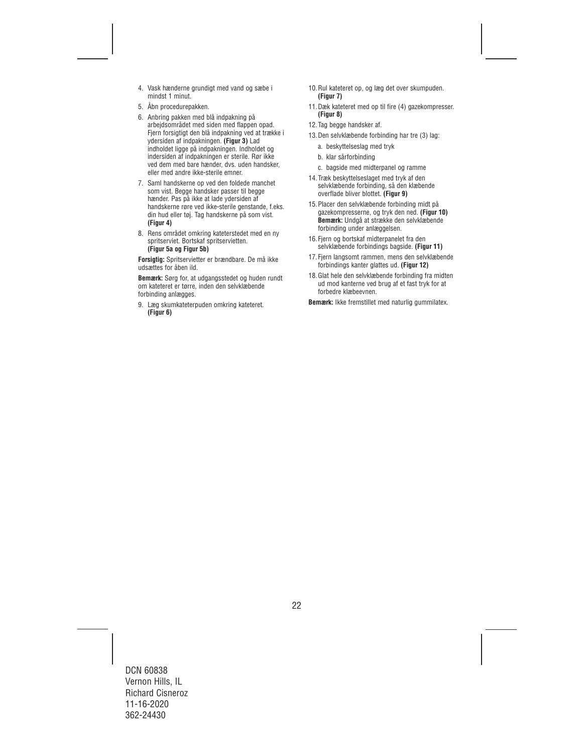4. Vask hænderne grundigt med vand og sæbe i mindst 1 minut.
5. Åbn procedurepakken.
6. Anbring pakken med blå indpakning på arbejdsområdet med siden med flappen opad. Fjern forsigtigt den blå indpakning ved at trække i ydersiden af indpakningen. **(Figur 3)** Lad indholdet ligge på indpakningen. Indholdet og indersiden af indpakningen er sterile. Rør ikke ved dem med bare hænder, dvs. uden handsker, eller med andre ikke-sterile emner.
7. Saml handskerne op ved den foldede manchet som vist. Begge handsker passer til begge hænder. Pas på ikke at lade ydersiden af handskerne røre ved ikke-sterile genstande, f.eks. din hud eller tøj. Tag handskerne på som vist. **(Figur 4)**
8. Rens området omkring kateterstedet med en ny spritserviet. Bortskaf spritservietten. **(Figur 5a og Figur 5b)**

**Forsigtig:** Spritservietter er brændbare. De må ikke udsættes for åben ild.

**Bemærk:** Sørg for, at udgangsstedet og huden rundt om kateteret er tørre, inden den selvklæbende forbinding anlægges.

9. Læg skumkateterpuden omkring kateteret. **(Figur 6)**
10. Rul kateteret op, og læg det over skumpuden. **(Figur 7)**
11. Dæk kateteret med op til fire (4) gazekompresser. **(Figur 8)**
12. Tag begge handsker af.
13. Den selvklæbende forbinding har tre (3) lag:
    a. beskyttelseslag med tryk
    b. klar sårforbinding
    c. bagside med midterpanel og ramme
14. Træk beskyttelseslaget med tryk af den selvklæbende forbinding, så den klæbende overflade bliver blottet. **(Figur 9)**
15. Placer den selvklæbende forbinding midt på gazekompresserne, og tryk den ned. **(Figur 10)**
    **Bemærk:** Undgå at strække den selvklæbende forbinding under anlæggelsen.
16. Fjern og bortskaf midterpanelet fra den selvklæbende forbindings bagside. **(Figur 11)**
17. Fjern langsomt rammen, mens den selvklæbende forbindings kanter glattes ud. **(Figur 12)**
18. Glat hele den selvklæbende forbinding fra midten ud mod kanterne ved brug af et fast tryk for at forbedre klæbeevnen.

**Bemærk:** Ikke fremstillet med naturlig gummilatex.

DCN 60838
Vernon Hills, IL
Richard Cisneroz
11-16-2020
362-24430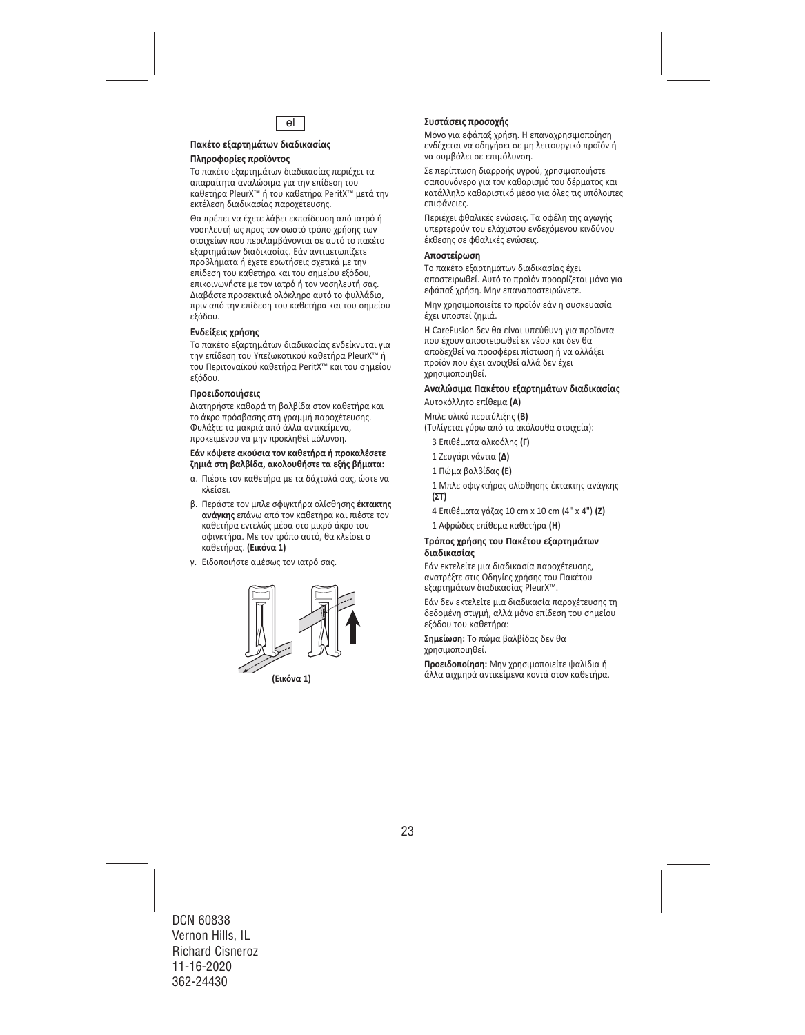el

**Πακέτο εξαρτημάτων διαδικασίας**

**Πληροφορίες προϊόντος**

Το πακέτο εξαρτημάτων διαδικασίας περιέχει τα απαραίτητα αναλώσιμα για την επίδεση του καθετήρα PleurX™ ή του καθετήρα PeritX™ μετά την εκτέλεση διαδικασίας παροχέτευσης.

Θα πρέπει να έχετε λάβει εκπαίδευση από ιατρό ή νοσηλευτή ως προς τον σωστό τρόπο χρήσης των στοιχείων που περιλαμβάνονται σε αυτό το πακέτο εξαρτημάτων διαδικασίας. Εάν αντιμετωπίζετε προβλήματα ή έχετε ερωτήσεις σχετικά με την επίδεση του καθετήρα και του σημείου εξόδου, επικοινωνήστε με τον ιατρό ή τον νοσηλευτή σας. Διαβάστε προσεκτικά ολόκληρο αυτό το φυλλάδιο, πριν από την επίδεση του καθετήρα και του σημείου εξόδου.

**Ενδείξεις χρήσης**

Το πακέτο εξαρτημάτων διαδικασίας ενδείκνυται για την επίδεση του Υπεζωκοτικού καθετήρα PleurX™ ή του Περιτοναϊκού καθετήρα PeritX™ και του σημείου εξόδου.

**Προειδοποιήσεις**

Διατηρήστε καθαρά τη βαλβίδα στον καθετήρα και το άκρο πρόσβασης στη γραμμή παροχέτευσης. Φυλάξτε τα μακριά από άλλα αντικείμενα, προκειμένου να μην προκληθεί μόλυνση.

**Εάν κόψετε ακούσια τον καθετήρα ή προκαλέσετε ζημιά στη βαλβίδα, ακολουθήστε τα εξής βήματα:**

α. Πιέστε τον καθετήρα με τα δάχτυλά σας, ώστε να κλείσει.

β. Περάστε τον μπλε σφιγκτήρα ολίσθησης **έκτακτης ανάγκης** επάνω από τον καθετήρα και πιέστε τον καθετήρα εντελώς μέσα στο μικρό άκρο του σφιγκτήρα. Με τον τρόπο αυτό, θα κλείσει ο καθετήρας. **(Εικόνα 1)**

γ. Ειδοποιήστε αμέσως τον ιατρό σας.

**(Εικόνα 1)**

**Συστάσεις προσοχής**

Μόνο για εφάπαξ χρήση. Η επαναχρησιμοποίηση ενδέχεται να οδηγήσει σε μη λειτουργικό προϊόν ή να συμβάλει σε επιμόλυνση.

Σε περίπτωση διαρροής υγρού, χρησιμοποιήστε σαπουνόνερο για τον καθαρισμό του δέρματος και κατάλληλο καθαριστικό μέσο για όλες τις υπόλοιπες επιφάνειες.

Περιέχει φθαλικές ενώσεις. Τα οφέλη της αγωγής υπερτερούν του ελάχιστου ενδεχόμενου κινδύνου έκθεσης σε φθαλικές ενώσεις.

**Αποστείρωση**

Το πακέτο εξαρτημάτων διαδικασίας έχει αποστειρωθεί. Αυτό το προϊόν προορίζεται μόνο για εφάπαξ χρήση. Μην επαναποστειρώνετε.

Μην χρησιμοποιείτε το προϊόν εάν η συσκευασία έχει υποστεί ζημιά.

Η CareFusion δεν θα είναι υπεύθυνη για προϊόντα που έχουν αποστειρωθεί εκ νέου και δεν θα αποδεχθεί να προσφέρει πίστωση ή να αλλάξει προϊόν που έχει ανοιχθεί αλλά δεν έχει χρησιμοποιηθεί.

**Αναλώσιμα Πακέτου εξαρτημάτων διαδικασίας**

Αυτοκόλλητο επίθεμα **(A)**

Μπλε υλικό περιτύλιξης **(B)**
(Τυλίγεται γύρω από τα ακόλουθα στοιχεία):

- 3 Επιθέματα αλκοόλης **(Γ)**
- 1 Ζευγάρι γάντια **(Δ)**
- 1 Πώμα βαλβίδας **(Ε)**
- 1 Μπλε σφιγκτήρας ολίσθησης έκτακτης ανάγκης **(ΣΤ)**
- 4 Επιθέματα γάζας 10 cm x 10 cm (4" x 4") **(Ζ)**
- 1 Αφρώδες επίθεμα καθετήρα **(Η)**

**Τρόπος χρήσης του Πακέτου εξαρτημάτων διαδικασίας**

Εάν εκτελείτε μια διαδικασία παροχέτευσης, ανατρέξτε στις Οδηγίες χρήσης του Πακέτου εξαρτημάτων διαδικασίας PleurX™.

Εάν δεν εκτελείτε μια διαδικασία παροχέτευσης τη δεδομένη στιγμή, αλλά μόνο επίδεση του σημείου εξόδου του καθετήρα:

**Σημείωση:** Το πώμα βαλβίδας δεν θα χρησιμοποιηθεί.

**Προειδοποίηση:** Μην χρησιμοποιείτε ψαλίδια ή άλλα αιχμηρά αντικείμενα κοντά στον καθετήρα.

DCN 60838
Vernon Hills, IL
Richard Cisneroz
11-16-2020
362-24430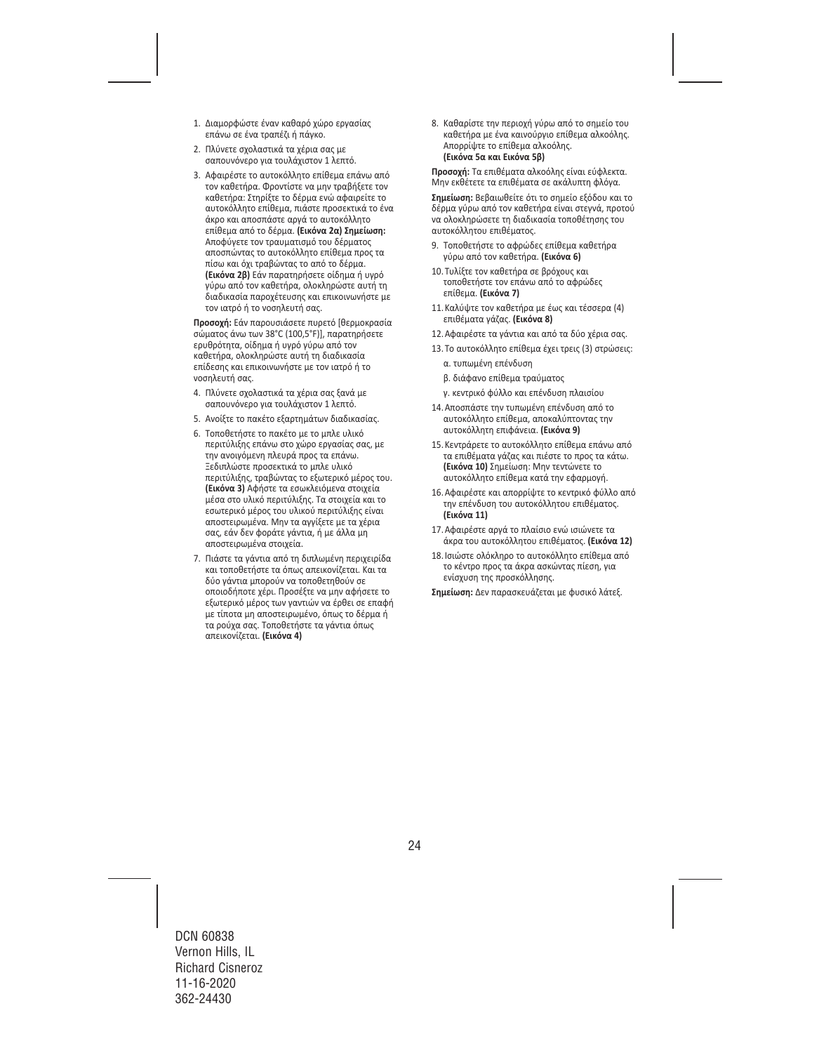1. Διαμορφώστε έναν καθαρό χώρο εργασίας επάνω σε ένα τραπέζι ή πάγκο.
2. Πλύνετε σχολαστικά τα χέρια σας με σαπουνόνερο για τουλάχιστον 1 λεπτό.
3. Αφαιρέστε το αυτοκόλλητο επίθεμα επάνω από τον καθετήρα. Φροντίστε να μην τραβήξετε τον καθετήρα: Στηρίξτε το δέρμα ενώ αφαιρείτε το αυτοκόλλητο επίθεμα, πιάστε προσεκτικά το ένα άκρο και αποσπάστε αργά το αυτοκόλλητο επίθεμα από το δέρμα. **(Εικόνα 2α) Σημείωση:** Αποφύγετε τον τραυματισμό του δέρματος αποσπώντας το αυτοκόλλητο επίθεμα προς τα πίσω και όχι τραβώντας το από το δέρμα. **(Εικόνα 2β)** Εάν παρατηρήσετε οίδημα ή υγρό γύρω από τον καθετήρα, ολοκληρώστε αυτή τη διαδικασία παροχέτευσης και επικοινωνήστε με τον ιατρό ή το νοσηλευτή σας.

**Προσοχή:** Εάν παρουσιάσετε πυρετό [θερμοκρασία σώματος άνω των 38°C (100,5°F)], παρατηρήσετε ερυθρότητα, οίδημα ή υγρό γύρω από τον καθετήρα, ολοκληρώστε αυτή τη διαδικασία επίδεσης και επικοινωνήστε με τον ιατρό ή το νοσηλευτή σας.

4. Πλύνετε σχολαστικά τα χέρια σας ξανά με σαπουνόνερο για τουλάχιστον 1 λεπτό.
5. Ανοίξτε το πακέτο εξαρτημάτων διαδικασίας.
6. Τοποθετήστε το πακέτο με το μπλε υλικό περιτύλιξης επάνω στο χώρο εργασίας σας, με την ανοιγόμενη πλευρά προς τα επάνω. Ξεδιπλώστε προσεκτικά το μπλε υλικό περιτύλιξης, τραβώντας το εξωτερικό μέρος του. **(Εικόνα 3)** Αφήστε τα εσωκλειόμενα στοιχεία μέσα στο υλικό περιτύλιξης. Τα στοιχεία και το εσωτερικό μέρος του υλικού περιτύλιξης είναι αποστειρωμένα. Μην τα αγγίξετε με τα χέρια σας, εάν δεν φοράτε γάντια, ή με άλλα μη αποστειρωμένα στοιχεία.
7. Πιάστε τα γάντια από τη διπλωμένη περιχειρίδα και τοποθετήστε τα όπως απεικονίζεται. Και τα δύο γάντια μπορούν να τοποθετηθούν σε οποιοδήποτε χέρι. Προσέξτε να μην αφήσετε το εξωτερικό μέρος των γαντιών να έρθει σε επαφή με τίποτα μη αποστειρωμένο, όπως το δέρμα ή τα ρούχα σας. Τοποθετήστε τα γάντια όπως απεικονίζεται. **(Εικόνα 4)**
8. Καθαρίστε την περιοχή γύρω από το σημείο του καθετήρα με ένα καινούργιο επίθεμα αλκοόλης. Απορρίψτε το επίθεμα αλκοόλης. **(Εικόνα 5α και Εικόνα 5β)**

**Προσοχή:** Τα επιθέματα αλκοόλης είναι εύφλεκτα. Μην εκθέτετε τα επιθέματα σε ακάλυπτη φλόγα.

**Σημείωση:** Βεβαιωθείτε ότι το σημείο εξόδου και το δέρμα γύρω από τον καθετήρα είναι στεγνά, προτού να ολοκληρώσετε τη διαδικασία τοποθέτησης του αυτοκόλλητου επιθέματος.

9. Τοποθετήστε το αφρώδες επίθεμα καθετήρα γύρω από τον καθετήρα. **(Εικόνα 6)**
10. Τυλίξτε τον καθετήρα σε βρόχους και τοποθετήστε τον επάνω από το αφρώδες επίθεμα. **(Εικόνα 7)**
11. Καλύψτε τον καθετήρα με έως και τέσσερα (4) επιθέματα γάζας. **(Εικόνα 8)**
12. Αφαιρέστε τα γάντια και από τα δύο χέρια σας.
13. Το αυτοκόλλητο επίθεμα έχει τρεις (3) στρώσεις:
    α. τυπωμένη επένδυση
    β. διάφανο επίθεμα τραύματος
    γ. κεντρικό φύλλο και επένδυση πλαισίου
14. Αποσπάστε την τυπωμένη επένδυση από το αυτοκόλλητο επίθεμα, αποκαλύπτοντας την αυτοκόλλητη επιφάνεια. **(Εικόνα 9)**
15. Κεντράρετε το αυτοκόλλητο επίθεμα επάνω από τα επιθέματα γάζας και πιέστε το προς τα κάτω. **(Εικόνα 10)** Σημείωση: Μην τεντώνετε το αυτοκόλλητο επίθεμα κατά την εφαρμογή.
16. Αφαιρέστε και απορρίψτε το κεντρικό φύλλο από την επένδυση του αυτοκόλλητου επιθέματος. **(Εικόνα 11)**
17. Αφαιρέστε αργά το πλαίσιο ενώ ισιώνετε τα άκρα του αυτοκόλλητου επιθέματος. **(Εικόνα 12)**
18. Ισιώστε ολόκληρο το αυτοκόλλητο επίθεμα από το κέντρο προς τα άκρα ασκώντας πίεση, για ενίσχυση της προσκόλλησης.

**Σημείωση:** Δεν παρασκευάζεται με φυσικό λάτεξ.

DCN 60838
Vernon Hills, IL
Richard Cisneroz
11-16-2020
362-24430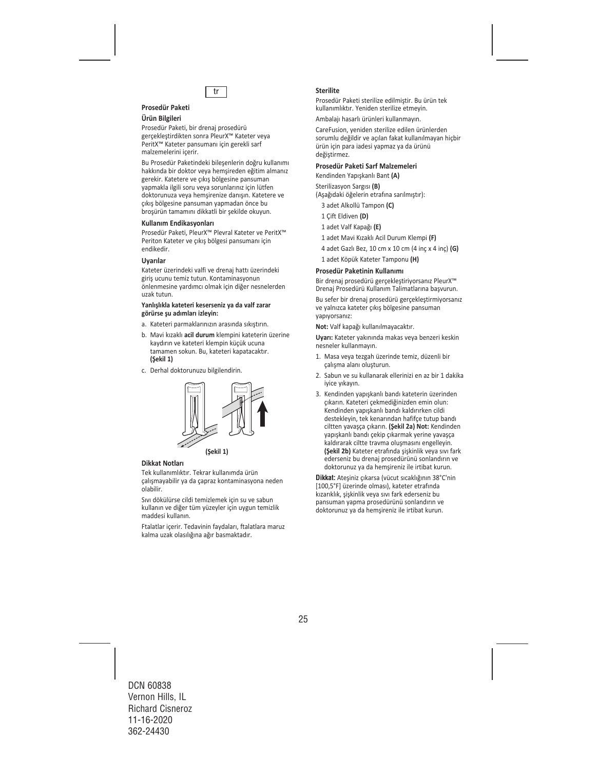tr

### Prosedür Paketi

#### Ürün Bilgileri

Prosedür Paketi, bir drenaj prosedürü gerçekleştirdikten sonra PleurX™ Kateter veya PeritX™ Kateter pansumanı için gerekli sarf malzemelerini içerir.

Bu Prosedür Paketindeki bileşenlerin doğru kullanımı hakkında bir doktor veya hemşireden eğitim almanız gerekir. Katetere ve çıkış bölgesine pansuman yapmakla ilgili soru veya sorunlarınız için lütfen doktorunuza veya hemşirenize danışın. Katetere ve çıkış bölgesine pansuman yapmadan önce bu broşürün tamamını dikkatli bir şekilde okuyun.

#### Kullanım Endikasyonları

Prosedür Paketi, PleurX™ Plevral Kateter ve PeritX™ Periton Kateter ve çıkış bölgesi pansumanı için endikedir.

#### Uyarılar

Kateter üzerindeki valfi ve drenaj hattı üzerindeki giriş ucunu temiz tutun. Kontaminasyonun önlenmesine yardımcı olmak için diğer nesnelerden uzak tutun.

**Yanlışlıkla kateteri keserseniz ya da valf zarar görürse şu adımları izleyin:**

a. Kateteri parmaklarınızın arasında sıkıştırın.

b. Mavi kızaklı **acil durum** klempini kateterin üzerine kaydırın ve kateteri klempin küçük ucuna tamamen sokun. Bu, kateteri kapatacaktır. **(Şekil 1)**

c. Derhal doktorunuzu bilgilendirin.

**(Şekil 1)**

#### Dikkat Notları

Tek kullanımlıktır. Tekrar kullanımda ürün çalışmayabilir ya da çapraz kontaminasyona neden olabilir.

Sıvı dökülürse cildi temizlemek için su ve sabun kullanın ve diğer tüm yüzeyler için uygun temizlik maddesi kullanın.

Ftalatlar içerir. Tedavinin faydaları, ftalatlara maruz kalma uzak olasılığına ağır basmaktadır.

#### Sterilite

Prosedür Paketi sterilize edilmiştir. Bu ürün tek kullanımlıktır. Yeniden sterilize etmeyin.

Ambalajı hasarlı ürünleri kullanmayın.

CareFusion, yeniden sterilize edilen ürünlerden sorumlu değildir ve açılan fakat kullanılmayan hiçbir ürün için para iadesi yapmaz ya da ürünü değiştirmez.

#### Prosedür Paketi Sarf Malzemeleri

Kendinden Yapışkanlı Bant **(A)**

Sterilizasyon Sargısı **(B)**
(Aşağıdaki öğelerin etrafına sarılmıştır):

- 3 adet Alkollü Tampon **(C)**
- 1 Çift Eldiven **(D)**
- 1 adet Valf Kapağı **(E)**
- 1 adet Mavi Kızaklı Acil Durum Klempi **(F)**
- 4 adet Gazlı Bez, 10 cm x 10 cm (4 inç x 4 inç) **(G)**
- 1 adet Köpük Kateter Tamponu **(H)**

#### Prosedür Paketinin Kullanımı

Bir drenaj prosedürü gerçekleştiriyorsanız PleurX™ Drenaj Prosedürü Kullanım Talimatlarına başvurun.

Bu sefer bir drenaj prosedürü gerçekleştirmiyorsanız ve yalnızca kateter çıkış bölgesine pansuman yapıyorsanız:

**Not:** Valf kapağı kullanılmayacaktır.

**Uyarı:** Kateter yakınında makas veya benzeri keskin nesneler kullanmayın.

1. Masa veya tezgah üzerinde temiz, düzenli bir çalışma alanı oluşturun.
2. Sabun ve su kullanarak ellerinizi en az bir 1 dakika iyice yıkayın.
3. Kendinden yapışkanlı bandı kateterin üzerinden çıkarın. Kateteri çekmediğinizden emin olun: Kendinden yapışkanlı bandı kaldırırken cildi destekleyin, tek kenarından hafifçe tutup bandı ciltten yavaşça çıkarın. **(Şekil 2a) Not:** Kendinden yapışkanlı bandı çekip çıkarmak yerine yavaşça kaldırarak ciltte travma oluşmasını engelleyin. **(Şekil 2b)** Kateter etrafında şişkinlik veya sıvı fark ederseniz bu drenaj prosedürünü sonlandırın ve doktorunuz ya da hemşireniz ile irtibat kurun.

**Dikkat:** Ateşiniz çıkarsa (vücut sıcaklığının 38°C'nin [100,5°F] üzerinde olması), kateter etrafında kızarıklık, şişkinlik veya sıvı fark ederseniz bu pansuman yapma prosedürünü sonlandırın ve doktorunuz ya da hemşireniz ile irtibat kurun.

DCN 60838
Vernon Hills, IL
Richard Cisneroz
11-16-2020
362-24430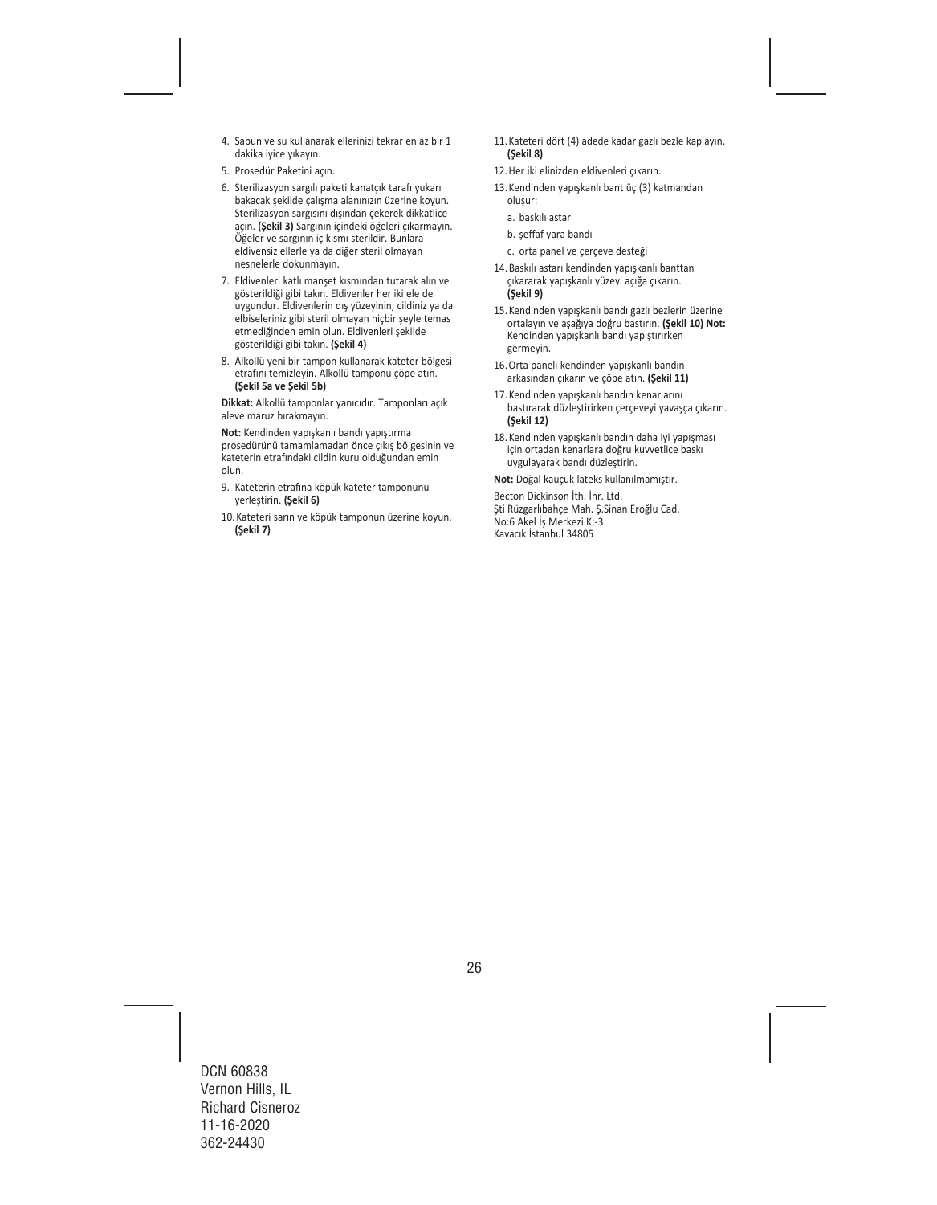4. Sabun ve su kullanarak ellerinizi tekrar en az bir 1 dakika iyice yıkayın.
5. Prosedür Paketini açın.
6. Sterilizasyon sargılı paketi kanatçık tarafı yukarı bakacak şekilde çalışma alanınızın üzerine koyun. Sterilizasyon sargısını dışından çekerek dikkatlice açın. **(Şekil 3)** Sargının içindeki öğeleri çıkarmayın. Öğeler ve sargının iç kısmı sterildir. Bunlara eldivensiz ellerle ya da diğer steril olmayan nesnelerle dokunmayın.
7. Eldivenleri katlı manşet kısmından tutarak alın ve gösterildiği gibi takın. Eldivenler her iki ele de uygundur. Eldivenlerin dış yüzeyinin, cildiniz ya da elbiseleriniz gibi steril olmayan hiçbir şeyle temas etmediğinden emin olun. Eldivenleri şekilde gösterildiği gibi takın. **(Şekil 4)**
8. Alkollü yeni bir tampon kullanarak kateter bölgesi etrafını temizleyin. Alkollü tamponu çöpe atın. **(Şekil 5a ve Şekil 5b)**

**Dikkat:** Alkollü tamponlar yanıcıdır. Tamponları açık aleve maruz bırakmayın.

**Not:** Kendinden yapışkanlı bandı yapıştırma prosedürünü tamamlamadan önce çıkış bölgesinin ve kateterin etrafındaki cildin kuru olduğundan emin olun.

9. Kateterin etrafına köpük kateter tamponunu yerleştirin. **(Şekil 6)**
10. Kateteri sarın ve köpük tamponun üzerine koyun. **(Şekil 7)**
11. Kateteri dört (4) adede kadar gazlı bezle kaplayın. **(Şekil 8)**
12. Her iki elinizden eldivenleri çıkarın.
13. Kendinden yapışkanlı bant üç (3) katmandan oluşur:
    a. baskılı astar
    b. şeffaf yara bandı
    c. orta panel ve çerçeve desteği
14. Baskılı astarı kendinden yapışkanlı banttan çıkararak yapışkanlı yüzeyi açığa çıkarın. **(Şekil 9)**
15. Kendinden yapışkanlı bandı gazlı bezlerin üzerine ortalayın ve aşağıya doğru bastırın. **(Şekil 10) Not:** Kendinden yapışkanlı bandı yapıştırırken germeyin.
16. Orta paneli kendinden yapışkanlı bandın arkasından çıkarın ve çöpe atın. **(Şekil 11)**
17. Kendinden yapışkanlı bandın kenarlarını bastırarak düzleştirirken çerçeveyi yavaşça çıkarın. **(Şekil 12)**
18. Kendinden yapışkanlı bandın daha iyi yapışması için ortadan kenarlara doğru kuvvetlice baskı uygulayarak bandı düzleştirin.

**Not:** Doğal kauçuk lateks kullanılmamıştır.

Becton Dickinson İth. İhr. Ltd.
Şti Rüzgarlıbahçe Mah. Ş.Sinan Eroğlu Cad.
No:6 Akel İş Merkezi K:-3
Kavacık İstanbul 34805

DCN 60838
Vernon Hills, IL
Richard Cisneroz
11-16-2020
362-24430